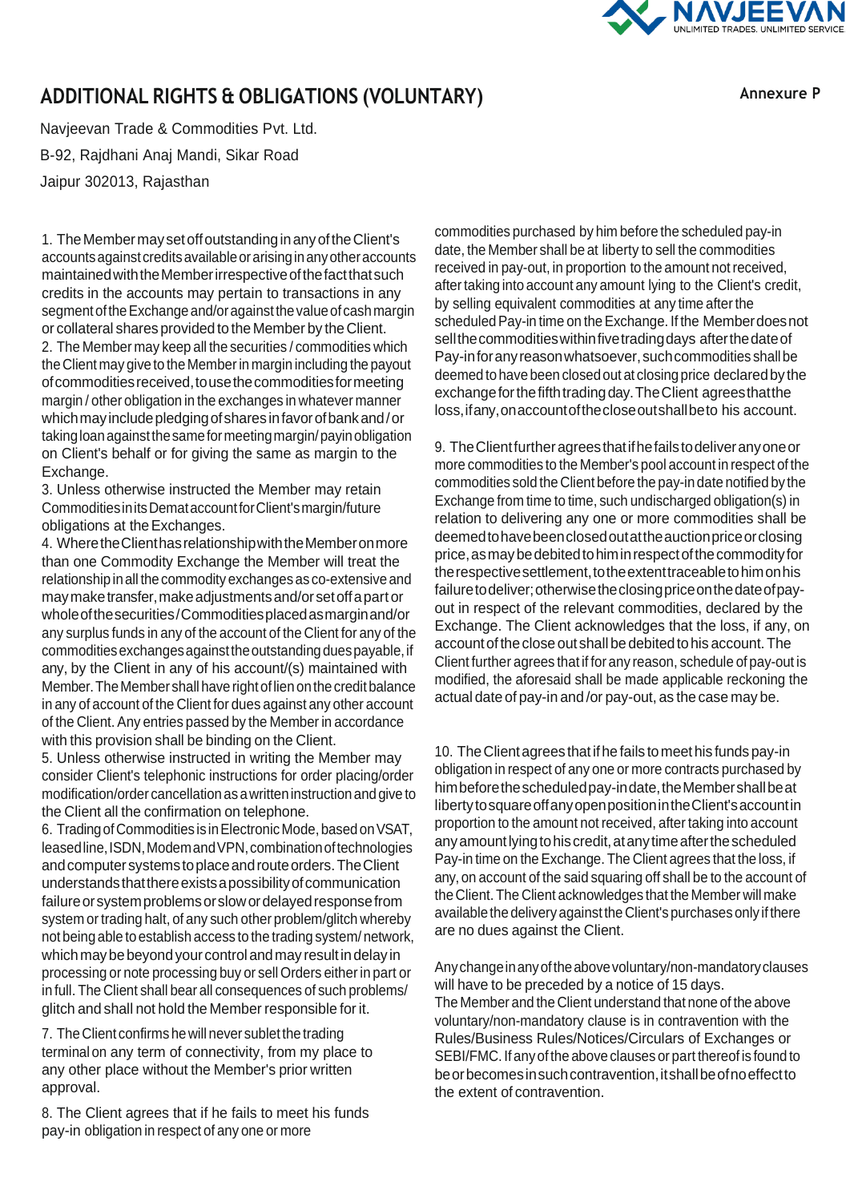# ADDITIONAL RIGHTS & OBLIGATIONS (VOLUNTARY)

Annexure P

Navjeevan Trade & Commodities Pvt. Ltd.

B-92, Rajdhani Anaj Mandi, Sikar Road

Jaipur 302013, Rajasthan

1. The Member may set off outstanding in any of the Client's accounts against credits available or arising in any other accounts maintained with the Member irrespective of the fact that such credits in the accounts may pertain to transactions in any segment of the Exchange and/or against the value of cash margin or collateral shares provided to the Member by the Client.
2. The Member may keep all the securities / commodities which the Client may give to the Member in margin including the payout of commodities received, to use the commodities for meeting margin / other obligation in the exchanges in whatever manner which may include pledging of shares in favor of bank and / or taking loan against the same for meeting margin/ payin obligation on Client's behalf or for giving the same as margin to the Exchange.
3. Unless otherwise instructed the Member may retain Commodities in its Demat account for Client's margin/future obligations at the Exchanges.
4. Where the Client has relationship with the Member on more than one Commodity Exchange the Member will treat the relationship in all the commodity exchanges as co-extensive and may make transfer, make adjustments and/or set off a part or whole of the securities/Commodities placed as margin and/or any surplus funds in any of the account of the Client for any of the commodities exchanges against the outstanding dues payable, if any, by the Client in any of his account/(s) maintained with Member. The Member shall have right of lien on the credit balance in any of account of the Client for dues against any other account of the Client. Any entries passed by the Member in accordance with this provision shall be binding on the Client.
5. Unless otherwise instructed in writing the Member may consider Client's telephonic instructions for order placing/order modification/order cancellation as a written instruction and give to the Client all the confirmation on telephone.
6. Trading of Commodities is in Electronic Mode, based on VSAT, leased line, ISDN, Modem and VPN, combination of technologies and computer systems to place and route orders. The Client understands that there exists a possibility of communication failure or system problems or slow or delayed response from system or trading halt, of any such other problem/glitch whereby not being able to establish access to the trading system/ network, which may be beyond your control and may result in delay in processing or note processing buy or sell Orders either in part or in full. The Client shall bear all consequences of such problems/ glitch and shall not hold the Member responsible for it.
7. The Client confirms he will never sublet the trading terminal on any term of connectivity, from my place to any other place without the Member's prior written approval.
8. The Client agrees that if he fails to meet his funds pay-in obligation in respect of any one or more commodities purchased by him before the scheduled pay-in date, the Member shall be at liberty to sell the commodities received in pay-out, in proportion to the amount not received, after taking into account any amount lying to the Client's credit, by selling equivalent commodities at any time after the scheduled Pay-in time on the Exchange. If the Member does not sell the commodities within five trading days after the date of Pay-in for any reason whatsoever, such commodities shall be deemed to have been closed out at closing price declared by the exchange for the fifth trading day. The Client agrees that the loss, if any, on account of the close out shall be to his account.
9. The Client further agrees that if he fails to deliver any one or more commodities to the Member's pool account in respect of the commodities sold the Client before the pay-in date notified by the Exchange from time to time, such undischarged obligation(s) in relation to delivering any one or more commodities shall be deemed to have been closed out at the auction price or closing price, as may be debited to him in respect of the commodity for the respective settlement, to the extent traceable to him on his failure to deliver; otherwise the closing price on the date of pay-out in respect of the relevant commodities, declared by the Exchange. The Client acknowledges that the loss, if any, on account of the close out shall be debited to his account. The Client further agrees that if for any reason, schedule of pay-out is modified, the aforesaid shall be made applicable reckoning the actual date of pay-in and /or pay-out, as the case may be.
10. The Client agrees that if he fails to meet his funds pay-in obligation in respect of any one or more contracts purchased by him before the scheduled pay-in date, the Member shall be at liberty to square off any open position in the Client's account in proportion to the amount not received, after taking into account any amount lying to his credit, at any time after the scheduled Pay-in time on the Exchange. The Client agrees that the loss, if any, on account of the said squaring off shall be to the account of the Client. The Client acknowledges that the Member will make available the delivery against the Client's purchases only if there are no dues against the Client.

Any change in any of the above voluntary/non-mandatory clauses will have to be preceded by a notice of 15 days.

The Member and the Client understand that none of the above voluntary/non-mandatory clause is in contravention with the Rules/Business Rules/Notices/Circulars of Exchanges or SEBI/FMC. If any of the above clauses or part thereof is found to be or becomes in such contravention, it shall be of no effect to the extent of contravention.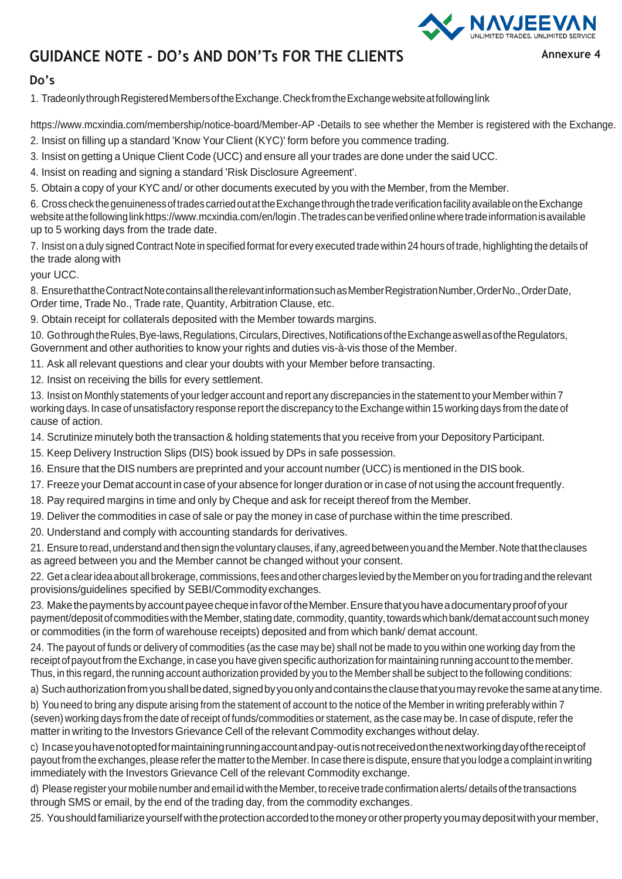# GUIDANCE NOTE - DO's AND DON'Ts FOR THE CLIENTS

Annexure 4

## Do's

1. Trade only through Registered Members of the Exchange. Check from the Exchange website at following link

https://www.mcxindia.com/membership/notice-board/Member-AP -Details to see whether the Member is registered with the Exchange.

2. Insist on filling up a standard 'Know Your Client (KYC)' form before you commence trading.
3. Insist on getting a Unique Client Code (UCC) and ensure all your trades are done under the said UCC.
4. Insist on reading and signing a standard 'Risk Disclosure Agreement'.
5. Obtain a copy of your KYC and/ or other documents executed by you with the Member, from the Member.
6. Cross check the genuineness of trades carried out at the Exchange through the trade verification facility available on the Exchange website at the following link https://www.mcxindia.com/en/login . The trades can be verified online where trade information is available up to 5 working days from the trade date.
7. Insist on a duly signed Contract Note in specified format for every executed trade within 24 hours of trade, highlighting the details of the trade along with your UCC.
8. Ensure that the Contract Note contains all the relevant information such as Member Registration Number, Order No., Order Date, Order time, Trade No., Trade rate, Quantity, Arbitration Clause, etc.
9. Obtain receipt for collaterals deposited with the Member towards margins.
10. Go through the Rules, Bye-laws, Regulations, Circulars, Directives, Notifications of the Exchange as well as of the Regulators, Government and other authorities to know your rights and duties vis-à-vis those of the Member.
11. Ask all relevant questions and clear your doubts with your Member before transacting.
12. Insist on receiving the bills for every settlement.
13. Insist on Monthly statements of your ledger account and report any discrepancies in the statement to your Member within 7 working days. In case of unsatisfactory response report the discrepancy to the Exchange within 15 working days from the date of cause of action.
14. Scrutinize minutely both the transaction & holding statements that you receive from your Depository Participant.
15. Keep Delivery Instruction Slips (DIS) book issued by DPs in safe possession.
16. Ensure that the DIS numbers are preprinted and your account number (UCC) is mentioned in the DIS book.
17. Freeze your Demat account in case of your absence for longer duration or in case of not using the account frequently.
18. Pay required margins in time and only by Cheque and ask for receipt thereof from the Member.
19. Deliver the commodities in case of sale or pay the money in case of purchase within the time prescribed.
20. Understand and comply with accounting standards for derivatives.
21. Ensure to read, understand and then sign the voluntary clauses, if any, agreed between you and the Member. Note that the clauses as agreed between you and the Member cannot be changed without your consent.
22. Get a clear idea about all brokerage, commissions, fees and other charges levied by the Member on you for trading and the relevant provisions/guidelines specified by SEBI/Commodity exchanges.
23. Make the payments by account payee cheque in favor of the Member. Ensure that you have a documentary proof of your payment/deposit of commodities with the Member, stating date, commodity, quantity, towards which bank/demat account such money or commodities (in the form of warehouse receipts) deposited and from which bank/ demat account.
24. The payout of funds or delivery of commodities (as the case may be) shall not be made to you within one working day from the receipt of payout from the Exchange, in case you have given specific authorization for maintaining running account to the member. Thus, in this regard, the running account authorization provided by you to the Member shall be subject to the following conditions:

a) Such authorization from you shall be dated, signed by you only and contains the clause that you may revoke the same at any time.

b) You need to bring any dispute arising from the statement of account to the notice of the Member in writing preferably within 7 (seven) working days from the date of receipt of funds/commodities or statement, as the case may be. In case of dispute, refer the matter in writing to the Investors Grievance Cell of the relevant Commodity exchanges without delay.

c) In case you have not opted for maintaining running account and pay-out is not received on the next working day of the receipt of payout from the exchanges, please refer the matter to the Member. In case there is dispute, ensure that you lodge a complaint in writing immediately with the Investors Grievance Cell of the relevant Commodity exchange.

d) Please register your mobile number and email id with the Member, to receive trade confirmation alerts/ details of the transactions through SMS or email, by the end of the trading day, from the commodity exchanges.

25. You should familiarize yourself with the protection accorded to the money or other property you may deposit with your member,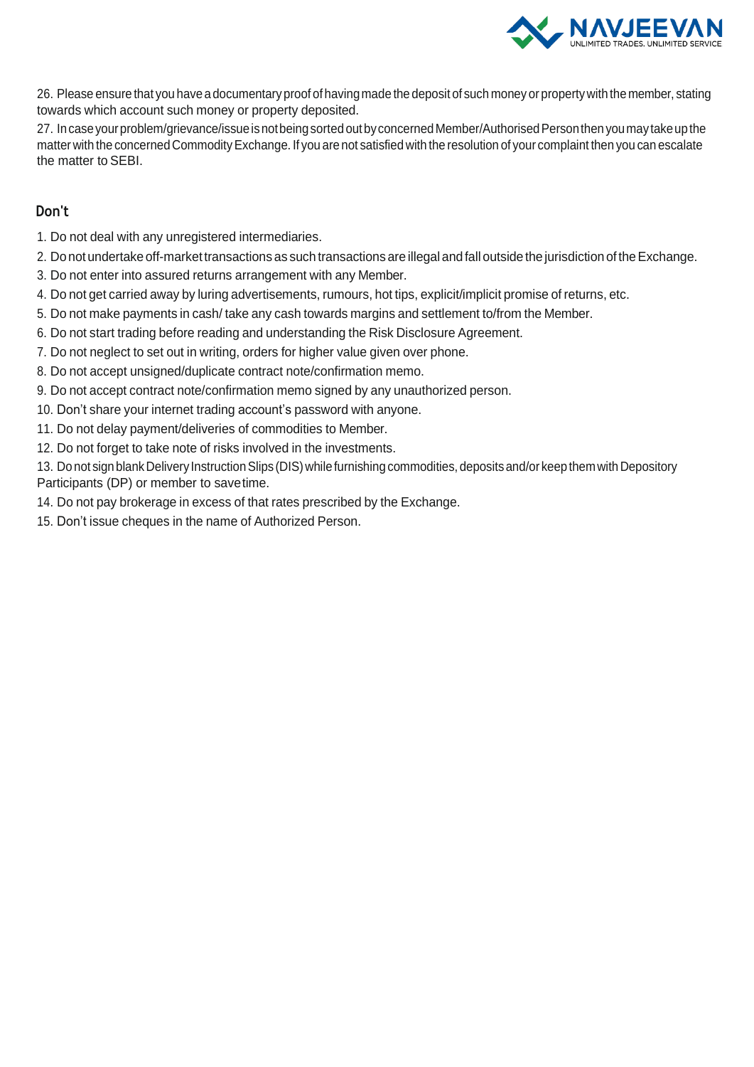26. Please ensure that you have a documentary proof of having made the deposit of such money or property with the member, stating towards which account such money or property deposited.

27. In case your problem/grievance/issue is not being sorted out by concerned Member/Authorised Person then you may take up the matter with the concerned Commodity Exchange. If you are not satisfied with the resolution of your complaint then you can escalate the matter to SEBI.

## Don't

1. Do not deal with any unregistered intermediaries.
2. Do not undertake off-market transactions as such transactions are illegal and fall outside the jurisdiction of the Exchange.
3. Do not enter into assured returns arrangement with any Member.
4. Do not get carried away by luring advertisements, rumours, hot tips, explicit/implicit promise of returns, etc.
5. Do not make payments in cash/ take any cash towards margins and settlement to/from the Member.
6. Do not start trading before reading and understanding the Risk Disclosure Agreement.
7. Do not neglect to set out in writing, orders for higher value given over phone.
8. Do not accept unsigned/duplicate contract note/confirmation memo.
9. Do not accept contract note/confirmation memo signed by any unauthorized person.
10. Don't share your internet trading account's password with anyone.
11. Do not delay payment/deliveries of commodities to Member.
12. Do not forget to take note of risks involved in the investments.
13. Do not sign blank Delivery Instruction Slips (DIS) while furnishing commodities, deposits and/or keep them with Depository Participants (DP) or member to save time.
14. Do not pay brokerage in excess of that rates prescribed by the Exchange.
15. Don't issue cheques in the name of Authorized Person.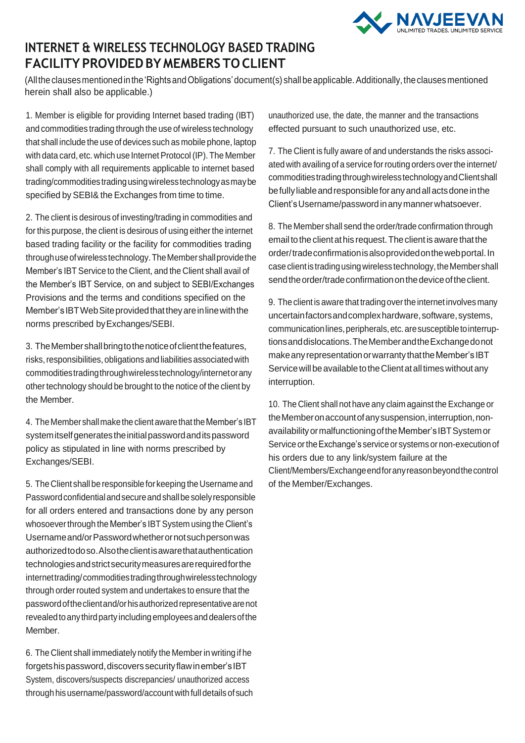# INTERNET & WIRELESS TECHNOLOGY BASED TRADING FACILITY PROVIDED BY MEMBERS TO CLIENT

(All the clauses mentioned in the 'Rights and Obligations' document(s) shall be applicable. Additionally, the clauses mentioned herein shall also be applicable.)

1. Member is eligible for providing Internet based trading (IBT) and commodities trading through the use of wireless technology that shall include the use of devices such as mobile phone, laptop with data card, etc. which use Internet Protocol (IP). The Member shall comply with all requirements applicable to internet based trading/commodities trading using wireless technology as may be specified by SEBI& the Exchanges from time to time.

2. The client is desirous of investing/trading in commodities and for this purpose, the client is desirous of using either the internet based trading facility or the facility for commodities trading through use of wireless technology. The Member shall provide the Member's IBT Service to the Client, and the Client shall avail of the Member's IBT Service, on and subject to SEBI/Exchanges Provisions and the terms and conditions specified on the Member's IBT Web Site provided that they are in line with the norms prescribed by Exchanges/SEBI.

3. The Member shall bring to the notice of client the features, risks, responsibilities, obligations and liabilities associated with commodities trading through wireless technology/internet or any other technology should be brought to the notice of the client by the Member.

4. The Member shall make the client aware that the Member's IBT system itself generates the initial password and its password policy as stipulated in line with norms prescribed by Exchanges/SEBI.

5. The Client shall be responsible for keeping the Username and Password confidential and secure and shall be solely responsible for all orders entered and transactions done by any person whosoever through the Member's IBT System using the Client's Username and/or Password whether or not such person was authorized to do so. Also the client is aware that authentication technologies and strict security measures are required for the internet trading/ commodities trading through wireless technology through order routed system and undertakes to ensure that the password of the client and/or his authorized representative are not revealed to any third party including employees and dealers of the Member.

6. The Client shall immediately notify the Member in writing if he forgets his password, discovers security flaw in ember's IBT System, discovers/suspects discrepancies/ unauthorized access through his username/password/account with full details of such unauthorized use, the date, the manner and the transactions effected pursuant to such unauthorized use, etc.

7. The Client is fully aware of and understands the risks associated with availing of a service for routing orders over the internet/ commodities trading through wireless technology and Client shall be fully liable and responsible for any and all acts done in the Client's Username/password in any manner whatsoever.

8. The Member shall send the order/trade confirmation through email to the client at his request. The client is aware that the order/ trade confirmation is also provided on the web portal. In case client is trading using wireless technology, the Member shall send the order/trade confirmation on the device of the client.

9. The client is aware that trading over the internet involves many uncertain factors and complex hardware, software, systems, communication lines, peripherals, etc. are susceptible to interruptions and dislocations. The Member and the Exchange do not make any representation or warranty that the Member's IBT Service will be available to the Client at all times without any interruption.

10. The Client shall not have any claim against the Exchange or the Member on account of any suspension, interruption, non-availability or malfunctioning of the Member's IBT System or Service or the Exchange's service or systems or non-execution of his orders due to any link/system failure at the Client/Members/Exchange end for any reason beyond the control of the Member/Exchanges.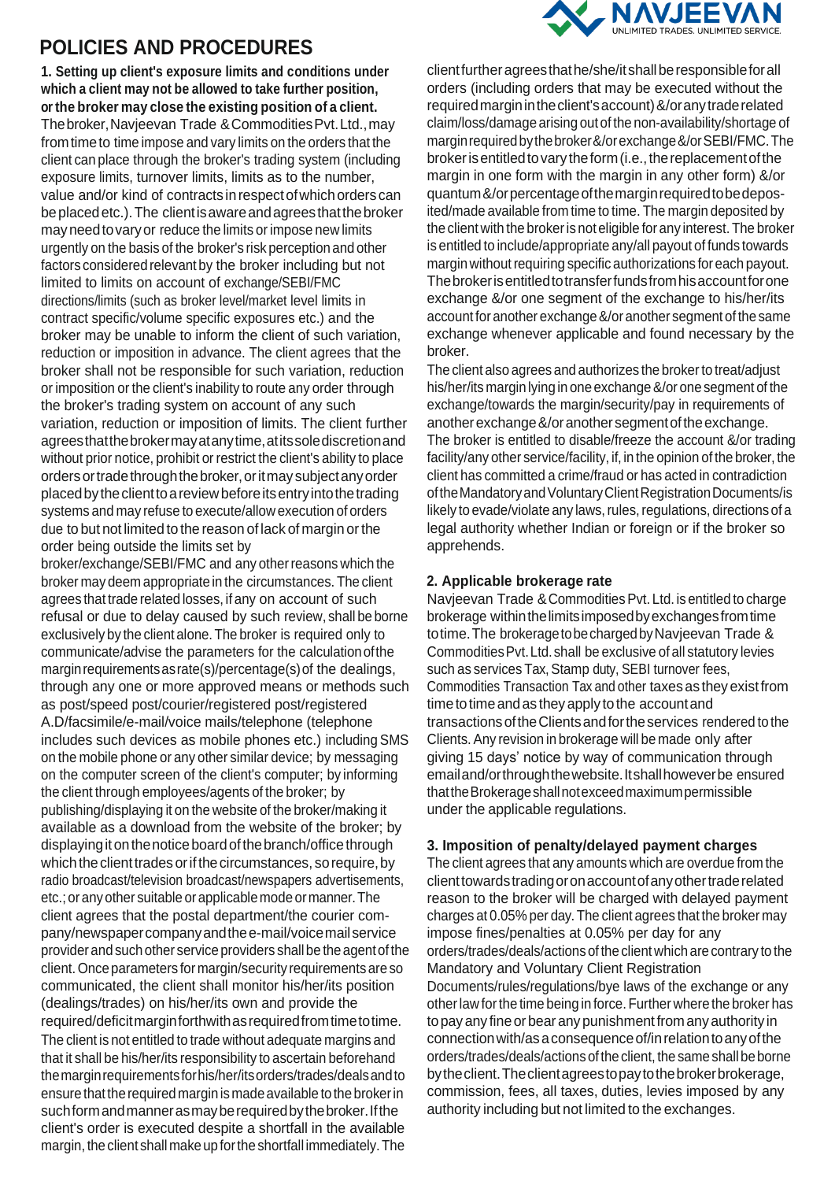# POLICIES AND PROCEDURES

**1. Setting up client's exposure limits and conditions under which a client may not be allowed to take further position, or the broker may close the existing position of a client.**

The broker, Navjeevan Trade & Commodities Pvt. Ltd., may from time to time impose and vary limits on the orders that the client can place through the broker's trading system (including exposure limits, turnover limits, limits as to the number, value and/or kind of contracts in respect of which orders can be placed etc.). The client is aware and agrees that the broker may need to vary or reduce the limits or impose new limits urgently on the basis of the broker's risk perception and other factors considered relevant by the broker including but not limited to limits on account of exchange/SEBI/FMC directions/limits (such as broker level/market level limits in contract specific/volume specific exposures etc.) and the broker may be unable to inform the client of such variation, reduction or imposition in advance. The client agrees that the broker shall not be responsible for such variation, reduction or imposition or the client's inability to route any order through the broker's trading system on account of any such variation, reduction or imposition of limits. The client further agrees that the broker may at any time, at its sole discretion and without prior notice, prohibit or restrict the client's ability to place orders or trade through the broker, or it may subject any order placed by the client to a review before its entry into the trading systems and may refuse to execute/allow execution of orders due to but not limited to the reason of lack of margin or the order being outside the limits set by broker/exchange/SEBI/FMC and any other reasons which the broker may deem appropriate in the circumstances. The client agrees that trade related losses, if any on account of such refusal or due to delay caused by such review, shall be borne exclusively by the client alone. The broker is required only to communicate/advise the parameters for the calculation of the margin requirements as rate(s)/percentage(s) of the dealings, through any one or more approved means or methods such as post/speed post/courier/registered post/registered A.D/facsimile/e-mail/voice mails/telephone (telephone includes such devices as mobile phones etc.) including SMS on the mobile phone or any other similar device; by messaging on the computer screen of the client's computer; by informing the client through employees/agents of the broker; by publishing/displaying it on the website of the broker/making it available as a download from the website of the broker; by displaying it on the notice board of the branch/office through which the client trades or if the circumstances, so require, by radio broadcast/television broadcast/newspapers advertisements, etc.; or any other suitable or applicable mode or manner. The client agrees that the postal department/the courier company/newspaper company and the e-mail/voice mail service provider and such other service providers shall be the agent of the client. Once parameters for margin/security requirements are so communicated, the client shall monitor his/her/its position (dealings/trades) on his/her/its own and provide the required/deficit margin forthwith as required from time to time. The client is not entitled to trade without adequate margins and that it shall be his/her/its responsibility to ascertain beforehand the margin requirements for his/her/its orders/trades/deals and to ensure that the required margin is made available to the broker in such form and manner as may be required by the broker. If the client's order is executed despite a shortfall in the available margin, the client shall make up for the shortfall immediately. The client further agrees that he/she/it shall be responsible for all orders (including orders that may be executed without the required margin in the client's account) &/or any trade related claim/loss/damage arising out of the non-availability/shortage of margin required by the broker &/or exchange &/or SEBI/FMC. The broker is entitled to vary the form (i.e., the replacement of the margin in one form with the margin in any other form) &/or quantum &/or percentage of the margin required to be deposited/made available from time to time. The margin deposited by the client with the broker is not eligible for any interest. The broker is entitled to include/appropriate any/all payout of funds towards margin without requiring specific authorizations for each payout. The broker is entitled to transfer funds from his account for one exchange &/or one segment of the exchange to his/her/its account for another exchange &/or another segment of the same exchange whenever applicable and found necessary by the broker.

The client also agrees and authorizes the broker to treat/adjust his/her/its margin lying in one exchange &/or one segment of the exchange/towards the margin/security/pay in requirements of another exchange &/or another segment of the exchange.

The broker is entitled to disable/freeze the account &/or trading facility/any other service/facility, if, in the opinion of the broker, the client has committed a crime/fraud or has acted in contradiction of the Mandatory and Voluntary Client Registration Documents/is likely to evade/violate any laws, rules, regulations, directions of a legal authority whether Indian or foreign or if the broker so apprehends.

**2. Applicable brokerage rate**

Navjeevan Trade & Commodities Pvt. Ltd. is entitled to charge brokerage within the limits imposed by exchanges from time to time. The brokerage to be charged by Navjeevan Trade & Commodities Pvt. Ltd. shall be exclusive of all statutory levies such as services Tax, Stamp duty, SEBI turnover fees, Commodities Transaction Tax and other taxes as they exist from time to time and as they apply to the account and transactions of the Clients and for the services rendered to the Clients. Any revision in brokerage will be made only after giving 15 days' notice by way of communication through email and/or through the website. It shall however be ensured that the Brokerage shall not exceed maximum permissible under the applicable regulations.

**3. Imposition of penalty/delayed payment charges**

The client agrees that any amounts which are overdue from the client towards trading or on account of any other trade related reason to the broker will be charged with delayed payment charges at 0.05% per day. The client agrees that the broker may impose fines/penalties at 0.05% per day for any orders/trades/deals/actions of the client which are contrary to the Mandatory and Voluntary Client Registration Documents/rules/regulations/bye laws of the exchange or any other law for the time being in force. Further where the broker has to pay any fine or bear any punishment from any authority in connection with/as a consequence of/in relation to any of the orders/trades/deals/actions of the client, the same shall be borne by the client. The client agrees to pay to the broker brokerage, commission, fees, all taxes, duties, levies imposed by any authority including but not limited to the exchanges.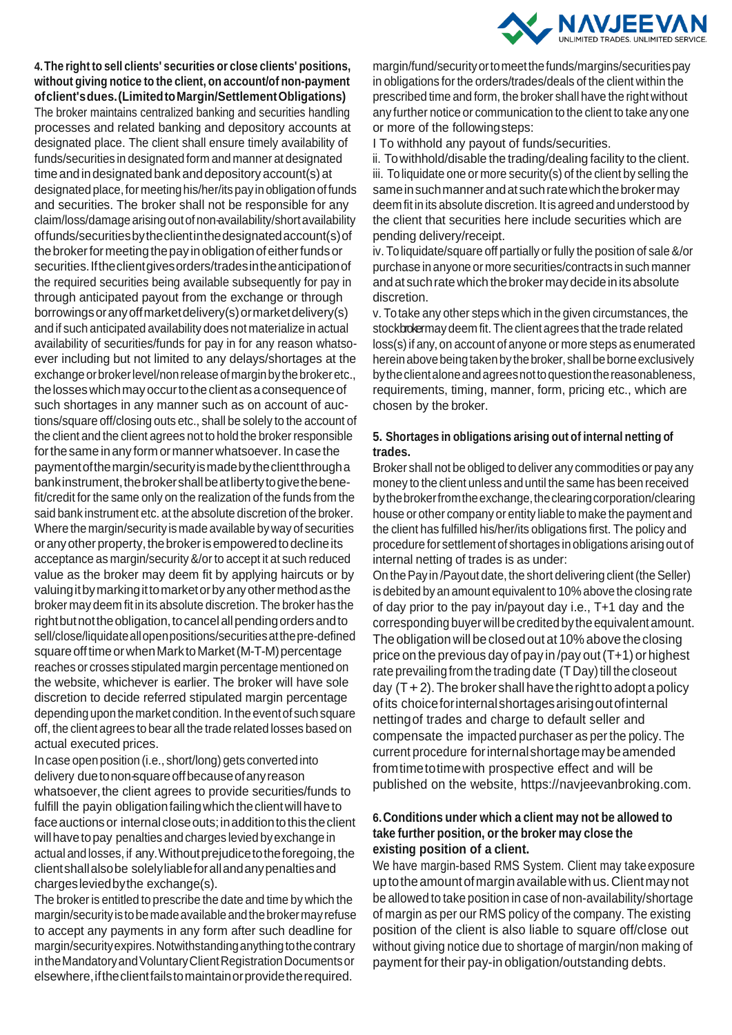**4. The right to sell clients' securities or close clients' positions, without giving notice to the client, on account of non-payment of client's dues. (Limited to Margin/Settlement Obligations)**

The broker maintains centralized banking and securities handling processes and related banking and depository accounts at designated place. The client shall ensure timely availability of funds/securities in designated form and manner at designated time and in designated bank and depository account(s) at designated place, for meeting his/her/its pay in obligation of funds and securities. The broker shall not be responsible for any claim/loss/damage arising out of non-availability/short availability of funds/securities by the client in the designated account(s) of the broker for meeting the pay in obligation of either funds or securities. If the client gives orders/trades in the anticipation of the required securities being available subsequently for pay in through anticipated payout from the exchange or through borrowings or any off market delivery(s) or market delivery(s) and if such anticipated availability does not materialize in actual availability of securities/funds for pay in for any reason whatsoever including but not limited to any delays/shortages at the exchange or broker level/non release of margin by the broker etc., the losses which may occur to the client as a consequence of such shortages in any manner such as on account of auctions/square off/closing outs etc., shall be solely to the account of the client and the client agrees not to hold the broker responsible for the same in any form or manner whatsoever. In case the payment of the margin/security is made by the client through a bank instrument, the broker shall be at liberty to give the benefit/credit for the same only on the realization of the funds from the said bank instrument etc. at the absolute discretion of the broker. Where the margin/security is made available by way of securities or any other property, the broker is empowered to decline its acceptance as margin/security &/or to accept it at such reduced value as the broker may deem fit by applying haircuts or by valuing it by marking it to market or by any other method as the broker may deem fit in its absolute discretion. The broker has the right but not the obligation, to cancel all pending orders and to sell/close/liquidate all open positions/securities at the pre-defined square off time or when Mark to Market (M-T-M) percentage reaches or crosses stipulated margin percentage mentioned on the website, whichever is earlier. The broker will have sole discretion to decide referred stipulated margin percentage depending upon the market condition. In the event of such square off, the client agrees to bear all the trade related losses based on actual executed prices.

In case open position (i.e., short/long) gets converted into delivery due to non square off because of any reason whatsoever, the client agrees to provide securities/funds to fulfill the payin obligation failing which the client will have to face auctions or internal close outs; in addition to this the client will have to pay penalties and charges levied by exchange in actual and losses, if any. Without prejudice to the foregoing, the client shall also be solely liable for all and any penalties and charges levied by the exchange(s).

The broker is entitled to prescribe the date and time by which the margin/security is to be made available and the broker may refuse to accept any payments in any form after such deadline for margin/security expires. Notwithstanding anything to the contrary in the Mandatory and Voluntary Client Registration Documents or elsewhere, if the client fails to maintain or provide the required margin/fund/security or to meet the funds/margins/securities pay in obligations for the orders/trades/deals of the client within the prescribed time and form, the broker shall have the right without any further notice or communication to the client to take any one or more of the following steps:

I To withhold any payout of funds/securities.

ii. To withhold/disable the trading/dealing facility to the client.

iii. To liquidate one or more security(s) of the client by selling the same in such manner and at such rate which the broker may deem fit in its absolute discretion. It is agreed and understood by the client that securities here include securities which are pending delivery/receipt.

iv. To liquidate/square off partially or fully the position of sale &/or purchase in anyone or more securities/contracts in such manner and at such rate which the broker may decide in its absolute discretion.

v. To take any other steps which in the given circumstances, the stockbroker may deem fit. The client agrees that the trade related loss(s) if any, on account of anyone or more steps as enumerated herein above being taken by the broker, shall be borne exclusively by the client alone and agrees not to question the reasonableness, requirements, timing, manner, form, pricing etc., which are chosen by the broker.

**5. Shortages in obligations arising out of internal netting of trades.**

Broker shall not be obliged to deliver any commodities or pay any money to the client unless and until the same has been received by the broker from the exchange, the clearing corporation/clearing house or other company or entity liable to make the payment and the client has fulfilled his/her/its obligations first. The policy and procedure for settlement of shortages in obligations arising out of internal netting of trades is as under:

On the Pay in /Payout date, the short delivering client (the Seller) is debited by an amount equivalent to 10% above the closing rate of day prior to the pay in/payout day i.e., T+1 day and the corresponding buyer will be credited by the equivalent amount. The obligation will be closed out at 10% above the closing price on the previous day of pay in /pay out (T+1) or highest rate prevailing from the trading date (T Day) till the closeout day (T + 2). The broker shall have the right to adopt a policy of its choice for internal shortages arising out of internal netting of trades and charge to default seller and compensate the impacted purchaser as per the policy. The current procedure for internal shortage may be amended from time to time with prospective effect and will be published on the website, https://navjeevanbroking.com.

**6. Conditions under which a client may not be allowed to take further position, or the broker may close the existing position of a client.**

We have margin-based RMS System. Client may take exposure up to the amount of margin available with us. Client may not be allowed to take position in case of non-availability/shortage of margin as per our RMS policy of the company. The existing position of the client is also liable to square off/close out without giving notice due to shortage of margin/non making of payment for their pay-in obligation/outstanding debts.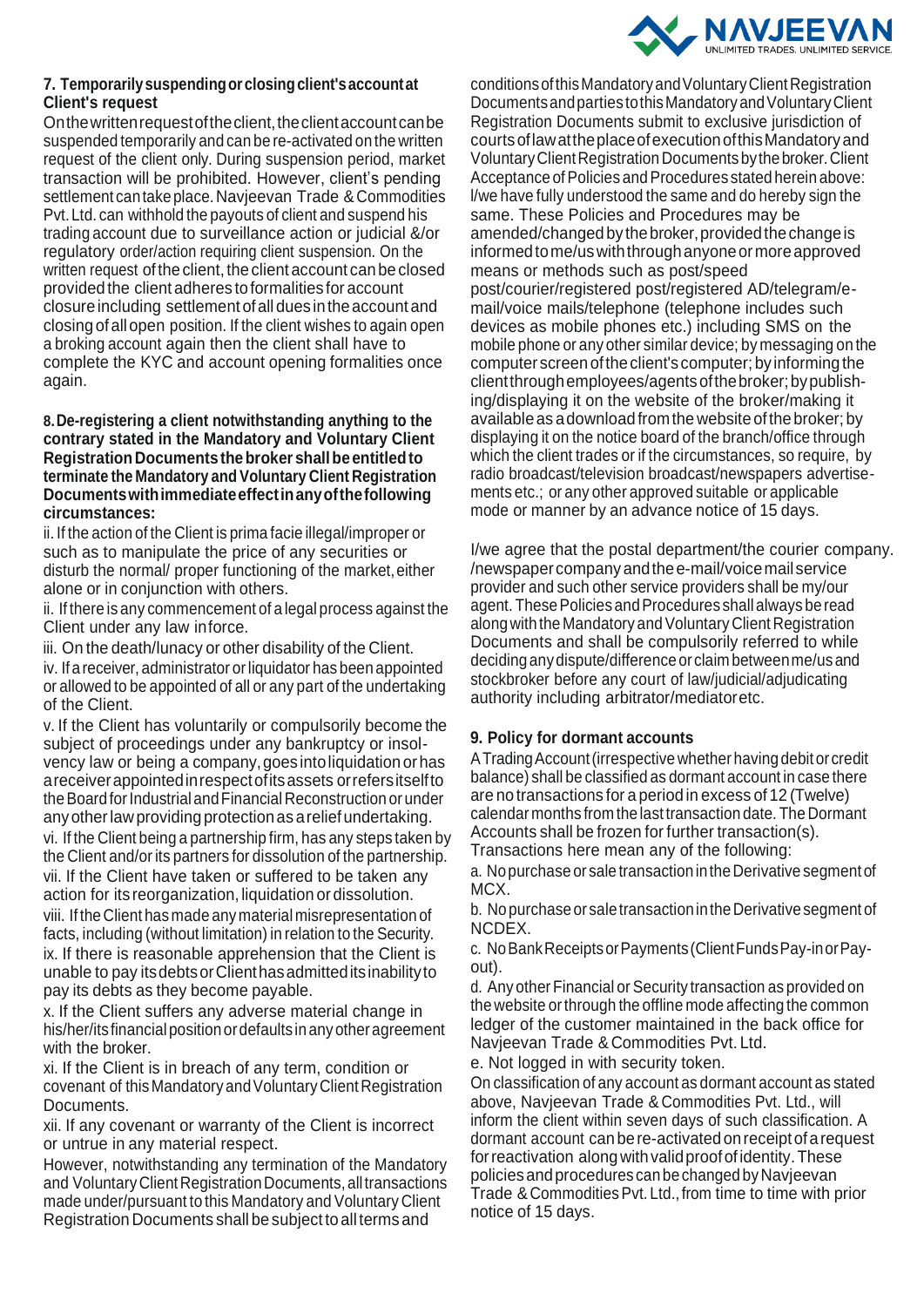### 7. Temporarily suspending or closing client's account at Client's request

On the written request of the client, the client account can be suspended temporarily and can be re-activated on the written request of the client only. During suspension period, market transaction will be prohibited. However, client's pending settlement can take place. Navjeevan Trade & Commodities Pvt. Ltd. can withhold the payouts of client and suspend his trading account due to surveillance action or judicial &/or regulatory order/action requiring client suspension. On the written request of the client, the client account can be closed provided the client adheres to formalities for account closure including settlement of all dues in the account and closing of all open position. If the client wishes to again open a broking account again then the client shall have to complete the KYC and account opening formalities once again.

### 8. De-registering a client notwithstanding anything to the contrary stated in the Mandatory and Voluntary Client Registration Documents the broker shall be entitled to terminate the Mandatory and Voluntary Client Registration Documents with immediate effect in any of the following circumstances:

ii. If the action of the Client is prima facie illegal/improper or such as to manipulate the price of any securities or disturb the normal/ proper functioning of the market, either alone or in conjunction with others.

ii. If there is any commencement of a legal process against the Client under any law inforce.

iii. On the death/lunacy or other disability of the Client.

iv. If a receiver, administrator or liquidator has been appointed or allowed to be appointed of all or any part of the undertaking of the Client.

v. If the Client has voluntarily or compulsorily become the subject of proceedings under any bankruptcy or insolvency law or being a company, goes into liquidation or has a receiver appointed in respect of its assets or refers itself to the Board for Industrial and Financial Reconstruction or under any other law providing protection as a relief undertaking.

vi. If the Client being a partnership firm, has any steps taken by the Client and/or its partners for dissolution of the partnership.

vii. If the Client have taken or suffered to be taken any action for its reorganization, liquidation or dissolution.

viii. If the Client has made any material misrepresentation of facts, including (without limitation) in relation to the Security.

ix. If there is reasonable apprehension that the Client is unable to pay its debts or Client has admitted its inability to pay its debts as they become payable.

x. If the Client suffers any adverse material change in his/her/its financial position or defaults in any other agreement with the broker.

xi. If the Client is in breach of any term, condition or covenant of this Mandatory and Voluntary Client Registration Documents.

xii. If any covenant or warranty of the Client is incorrect or untrue in any material respect.

However, notwithstanding any termination of the Mandatory and Voluntary Client Registration Documents, all transactions made under/pursuant to this Mandatory and Voluntary Client Registration Documents shall be subject to all terms and conditions of this Mandatory and Voluntary Client Registration Documents and parties to this Mandatory and Voluntary Client Registration Documents submit to exclusive jurisdiction of courts of law at the place of execution of this Mandatory and Voluntary Client Registration Documents by the broker. Client Acceptance of Policies and Procedures stated herein above: I/we have fully understood the same and do hereby sign the same. These Policies and Procedures may be amended/changed by the broker, provided the change is informed to me/us with through anyone or more approved means or methods such as post/speed post/courier/registered post/registered AD/telegram/e-mail/voice mails/telephone (telephone includes such devices as mobile phones etc.) including SMS on the mobile phone or any other similar device; by messaging on the computer screen of the client's computer; by informing the client through employees/agents of the broker; by publishing/displaying it on the website of the broker/making it available as a download from the website of the broker; by displaying it on the notice board of the branch/office through which the client trades or if the circumstances, so require, by radio broadcast/television broadcast/newspapers advertisements etc.; or any other approved suitable or applicable mode or manner by an advance notice of 15 days.

I/we agree that the postal department/the courier company. /newspaper company and the e-mail/voice mail service provider and such other service providers shall be my/our agent. These Policies and Procedures shall always be read along with the Mandatory and Voluntary Client Registration Documents and shall be compulsorily referred to while deciding any dispute/difference or claim between me/us and stockbroker before any court of law/judicial/adjudicating authority including arbitrator/mediator etc.

### 9. Policy for dormant accounts

A Trading Account (irrespective whether having debit or credit balance) shall be classified as dormant account in case there are no transactions for a period in excess of 12 (Twelve) calendar months from the last transaction date. The Dormant Accounts shall be frozen for further transaction(s).

Transactions here mean any of the following:

a. No purchase or sale transaction in the Derivative segment of MCX.

b. No purchase or sale transaction in the Derivative segment of NCDEX.

c. No Bank Receipts or Payments (Client Funds Pay-in or Pay-out).

d. Any other Financial or Security transaction as provided on the website or through the offline mode affecting the common ledger of the customer maintained in the back office for Navjeevan Trade & Commodities Pvt. Ltd.

e. Not logged in with security token.

On classification of any account as dormant account as stated above, Navjeevan Trade & Commodities Pvt. Ltd., will inform the client within seven days of such classification. A dormant account can be re-activated on receipt of a request for reactivation along with valid proof of identity. These policies and procedures can be changed by Navjeevan Trade & Commodities Pvt. Ltd., from time to time with prior notice of 15 days.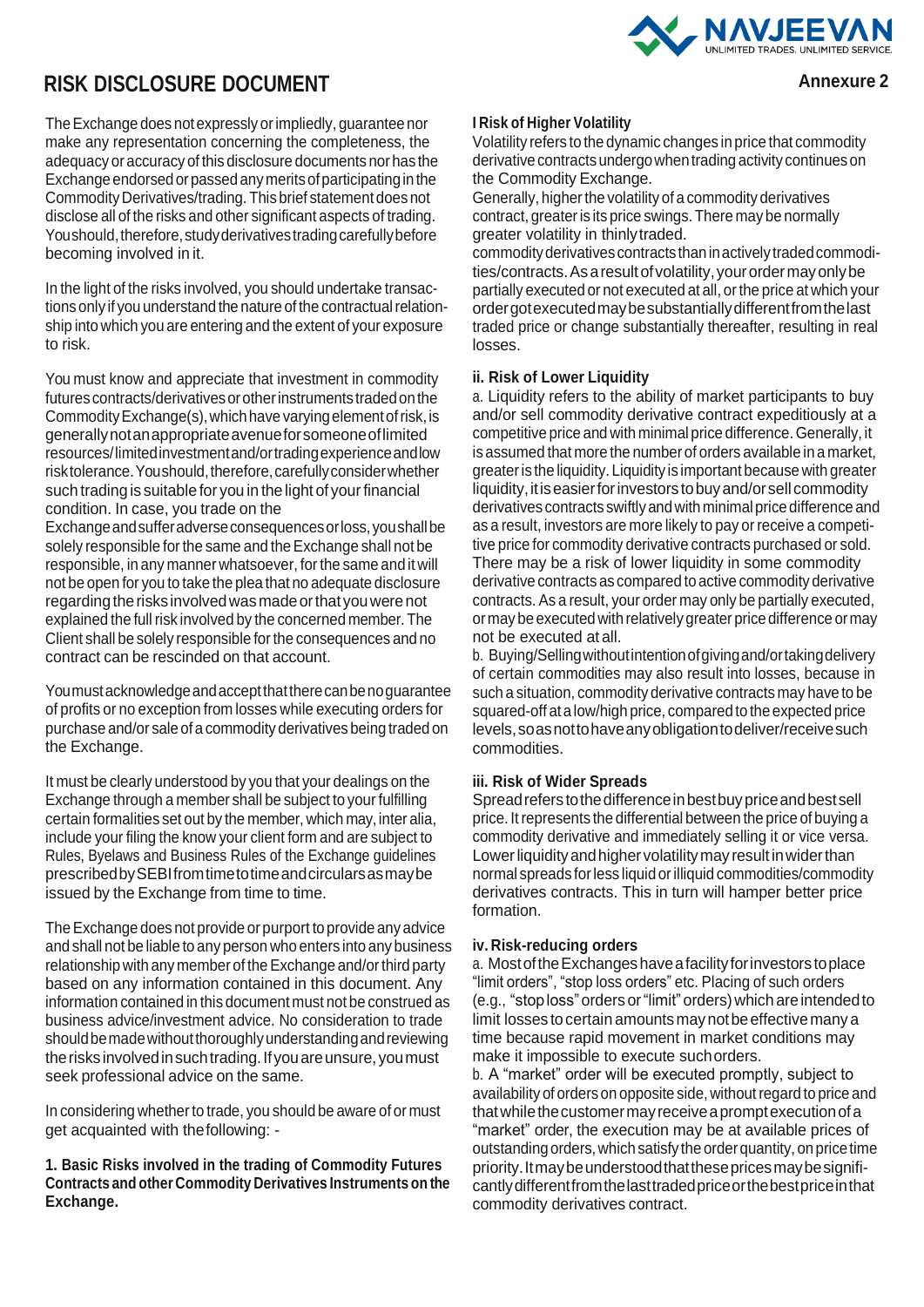# RISK DISCLOSURE DOCUMENT

**Annexure 2**

The Exchange does not expressly or impliedly, guarantee nor make any representation concerning the completeness, the adequacy or accuracy of this disclosure documents nor has the Exchange endorsed or passed any merits of participating in the Commodity Derivatives/trading. This brief statement does not disclose all of the risks and other significant aspects of trading. You should, therefore, study derivatives trading carefully before becoming involved in it.

In the light of the risks involved, you should undertake transactions only if you understand the nature of the contractual relationship into which you are entering and the extent of your exposure to risk.

You must know and appreciate that investment in commodity futures contracts/derivatives or other instruments traded on the Commodity Exchange(s), which have varying element of risk, is generally not an appropriate avenue for someone of limited resources/limited investment and/or trading experience and low risk tolerance. You should, therefore, carefully consider whether such trading is suitable for you in the light of your financial condition. In case, you trade on the Exchange and suffer adverse consequences or loss, you shall be solely responsible for the same and the Exchange shall not be responsible, in any manner whatsoever, for the same and it will not be open for you to take the plea that no adequate disclosure regarding the risks involved was made or that you were not explained the full risk involved by the concerned member. The Client shall be solely responsible for the consequences and no contract can be rescinded on that account.

You must acknowledge and accept that there can be no guarantee of profits or no exception from losses while executing orders for purchase and/or sale of a commodity derivatives being traded on the Exchange.

It must be clearly understood by you that your dealings on the Exchange through a member shall be subject to your fulfilling certain formalities set out by the member, which may, inter alia, include your filing the know your client form and are subject to Rules, Byelaws and Business Rules of the Exchange guidelines prescribed by SEBI from time to time and circulars as may be issued by the Exchange from time to time.

The Exchange does not provide or purport to provide any advice and shall not be liable to any person who enters into any business relationship with any member of the Exchange and/or third party based on any information contained in this document. Any information contained in this document must not be construed as business advice/investment advice. No consideration to trade should be made without thoroughly understanding and reviewing the risks involved in such trading. If you are unsure, you must seek professional advice on the same.

In considering whether to trade, you should be aware of or must get acquainted with the following: -

**1. Basic Risks involved in the trading of Commodity Futures Contracts and other Commodity Derivatives Instruments on the Exchange.**

**I Risk of Higher Volatility**

Volatility refers to the dynamic changes in price that commodity derivative contracts undergo when trading activity continues on the Commodity Exchange.

Generally, higher the volatility of a commodity derivatives contract, greater is its price swings. There may be normally greater volatility in thinly traded.

commodity derivatives contracts than in actively traded commodities/contracts. As a result of volatility, your order may only be partially executed or not executed at all, or the price at which your order got executed may be substantially different from the last traded price or change substantially thereafter, resulting in real losses.

**ii. Risk of Lower Liquidity**

a. Liquidity refers to the ability of market participants to buy and/or sell commodity derivative contract expeditiously at a competitive price and with minimal price difference. Generally, it is assumed that more the number of orders available in a market, greater is the liquidity. Liquidity is important because with greater liquidity, it is easier for investors to buy and/or sell commodity derivatives contracts swiftly and with minimal price difference and as a result, investors are more likely to pay or receive a competitive price for commodity derivative contracts purchased or sold. There may be a risk of lower liquidity in some commodity derivative contracts as compared to active commodity derivative contracts. As a result, your order may only be partially executed, or may be executed with relatively greater price difference or may not be executed at all.

b. Buying/Selling without intention of giving and/or taking delivery of certain commodities may also result into losses, because in such a situation, commodity derivative contracts may have to be squared-off at a low/high price, compared to the expected price levels, so as not to have any obligation to deliver/receive such commodities.

**iii. Risk of Wider Spreads**

Spread refers to the difference in best buy price and best sell price. It represents the differential between the price of buying a commodity derivative and immediately selling it or vice versa. Lower liquidity and higher volatility may result in wider than normal spreads for less liquid or illiquid commodities/commodity derivatives contracts. This in turn will hamper better price formation.

**iv. Risk-reducing orders**

a. Most of the Exchanges have a facility for investors to place "limit orders", "stop loss orders" etc. Placing of such orders (e.g., "stop loss" orders or "limit" orders) which are intended to limit losses to certain amounts may not be effective many a time because rapid movement in market conditions may make it impossible to execute such orders.

b. A "market" order will be executed promptly, subject to availability of orders on opposite side, without regard to price and that while the customer may receive a prompt execution of a "market" order, the execution may be at available prices of outstanding orders, which satisfy the order quantity, on price time priority. It may be understood that these prices may be significantly different from the last traded price or the best price in that commodity derivatives contract.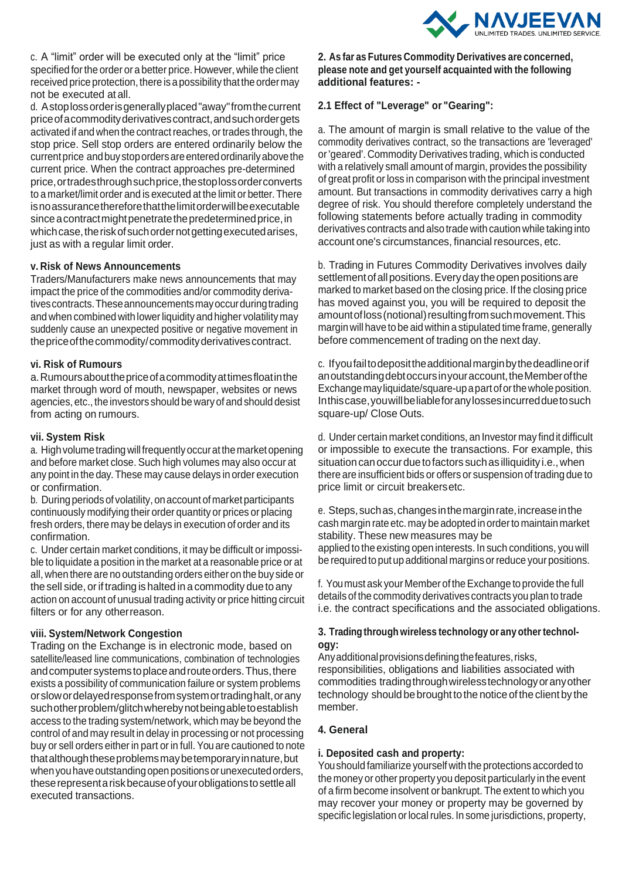c. A "limit" order will be executed only at the "limit" price specified for the order or a better price. However, while the client received price protection, there is a possibility that the order may not be executed at all.

d. A stop loss order is generally placed "away" from the current price of a commodity derivatives contract, and such order gets activated if and when the contract reaches, or trades through, the stop price. Sell stop orders are entered ordinarily below the current price and buy stop orders are entered ordinarily above the current price. When the contract approaches pre-determined price, or trades through such price, the stop loss order converts to a market/limit order and is executed at the limit or better. There is no assurance therefore that the limit order will be executable since a contract might penetrate the predetermined price, in which case, the risk of such order not getting executed arises, just as with a regular limit order.

**v. Risk of News Announcements**

Traders/Manufacturers make news announcements that may impact the price of the commodities and/or commodity derivatives contracts. These announcements may occur during trading and when combined with lower liquidity and higher volatility may suddenly cause an unexpected positive or negative movement in the price of the commodity/commodity derivatives contract.

**vi. Risk of Rumours**

a. Rumours about the price of a commodity at times float in the market through word of mouth, newspaper, websites or news agencies, etc., the investors should be wary of and should desist from acting on rumours.

**vii. System Risk**

a. High volume trading will frequently occur at the market opening and before market close. Such high volumes may also occur at any point in the day. These may cause delays in order execution or confirmation.

b. During periods of volatility, on account of market participants continuously modifying their order quantity or prices or placing fresh orders, there may be delays in execution of order and its confirmation.

c. Under certain market conditions, it may be difficult or impossible to liquidate a position in the market at a reasonable price or at all, when there are no outstanding orders either on the buy side or the sell side, or if trading is halted in a commodity due to any action on account of unusual trading activity or price hitting circuit filters or for any other reason.

**viii. System/Network Congestion**

Trading on the Exchange is in electronic mode, based on satellite/leased line communications, combination of technologies and computer systems to place and route orders. Thus, there exists a possibility of communication failure or system problems or slow or delayed response from system or trading halt, or any such other problem/glitch whereby not being able to establish access to the trading system/network, which may be beyond the control of and may result in delay in processing or not processing buy or sell orders either in part or in full. You are cautioned to note that although these problems may be temporary in nature, but when you have outstanding open positions or unexecuted orders, these represent a risk because of your obligations to settle all executed transactions.

**2. As far as Futures Commodity Derivatives are concerned, please note and get yourself acquainted with the following additional features: -**

**2.1 Effect of "Leverage" or "Gearing":**

a. The amount of margin is small relative to the value of the commodity derivatives contract, so the transactions are 'leveraged' or 'geared'. Commodity Derivatives trading, which is conducted with a relatively small amount of margin, provides the possibility of great profit or loss in comparison with the principal investment amount. But transactions in commodity derivatives carry a high degree of risk. You should therefore completely understand the following statements before actually trading in commodity derivatives contracts and also trade with caution while taking into account one's circumstances, financial resources, etc.

b. Trading in Futures Commodity Derivatives involves daily settlement of all positions. Every day the open positions are marked to market based on the closing price. If the closing price has moved against you, you will be required to deposit the amount of loss (notional) resulting from such movement. This margin will have to be aid within a stipulated time frame, generally before commencement of trading on the next day.

c. If you fail to deposit the additional margin by the deadline or if an outstanding debt occurs in your account, the Member of the Exchange may liquidate/square-up a part of or the whole position. In this case, you will be liable for any losses incurred due to such square-up/ Close Outs.

d. Under certain market conditions, an Investor may find it difficult or impossible to execute the transactions. For example, this situation can occur due to factors such as illiquidity i.e., when there are insufficient bids or offers or suspension of trading due to price limit or circuit breakers etc.

e. Steps, such as, changes in the margin rate, increase in the cash margin rate etc. may be adopted in order to maintain market stability. These new measures may be applied to the existing open interests. In such conditions, you will be required to put up additional margins or reduce your positions.

f. You must ask your Member of the Exchange to provide the full details of the commodity derivatives contracts you plan to trade i.e. the contract specifications and the associated obligations.

**3. Trading through wireless technology or any other technology:**

Any additional provisions defining the features, risks, responsibilities, obligations and liabilities associated with commodities trading through wireless technology or any other technology should be brought to the notice of the client by the member.

**4. General**

**i. Deposited cash and property:**

You should familiarize yourself with the protections accorded to the money or other property you deposit particularly in the event of a firm become insolvent or bankrupt. The extent to which you may recover your money or property may be governed by specific legislation or local rules. In some jurisdictions, property,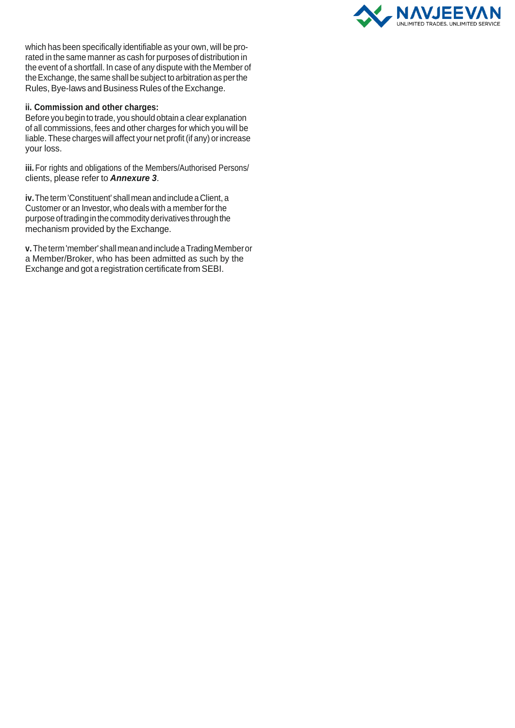which has been specifically identifiable as your own, will be pro-rated in the same manner as cash for purposes of distribution in the event of a shortfall. In case of any dispute with the Member of the Exchange, the same shall be subject to arbitration as per the Rules, Bye-laws and Business Rules of the Exchange.

**ii. Commission and other charges:**
Before you begin to trade, you should obtain a clear explanation of all commissions, fees and other charges for which you will be liable. These charges will affect your net profit (if any) or increase your loss.

**iii.** For rights and obligations of the Members/Authorised Persons/ clients, please refer to ***Annexure 3***.

**iv.** The term 'Constituent' shall mean and include a Client, a Customer or an Investor, who deals with a member for the purpose of trading in the commodity derivatives through the mechanism provided by the Exchange.

**v.** The term 'member' shall mean and include a Trading Member or a Member/Broker, who has been admitted as such by the Exchange and got a registration certificate from SEBI.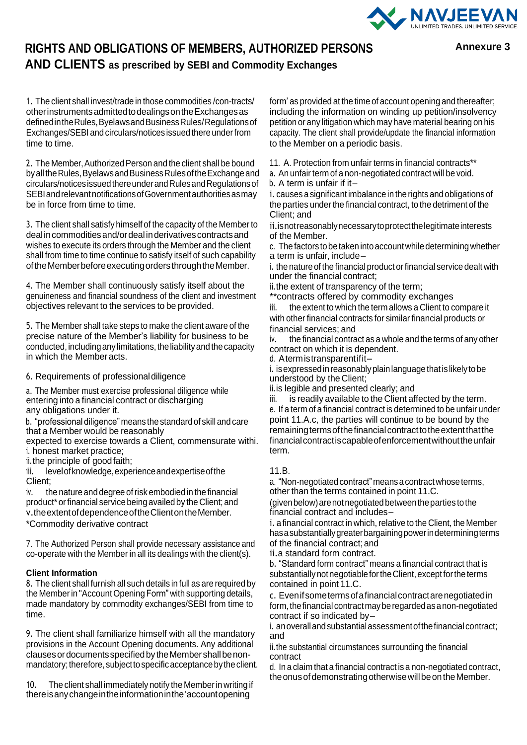# RIGHTS AND OBLIGATIONS OF MEMBERS, AUTHORIZED PERSONS AND CLIENTS as prescribed by SEBI and Commodity Exchanges

**Annexure 3**

1. The client shall invest/trade in those commodities /con-tracts/ other instruments admitted to dealings on the Exchanges as defined in the Rules, Byelaws and Business Rules/ Regulations of Exchanges/SEBI and circulars/notices issued there under from time to time.

2. The Member, Authorized Person and the client shall be bound by all the Rules, Byelaws and Business Rules of the Exchange and circulars/notices issued there under and Rules and Regulations of SEBI and relevant notifications of Government authorities as may be in force from time to time.

3. The client shall satisfy himself of the capacity of the Member to deal in commodities and/or deal in derivatives contracts and wishes to execute its orders through the Member and the client shall from time to time continue to satisfy itself of such capability of the Member before executing orders through the Member.

4. The Member shall continuously satisfy itself about the genuineness and financial soundness of the client and investment objectives relevant to the services to be provided.

5. The Member shall take steps to make the client aware of the precise nature of the Member's liability for business to be conducted, including any limitations, the liability and the capacity in which the Member acts.

6. Requirements of professional diligence

a. The Member must exercise professional diligence while entering into a financial contract or discharging any obligations under it.

b. "professional diligence" means the standard of skill and care that a Member would be reasonably expected to exercise towards a Client, commensurate withi.

i. honest market practice;

ii. the principle of good faith;

iii. level of knowledge, experience and expertise of the Client;

iv. the nature and degree of risk embodied in the financial product* or financial service being availed by the Client; and

v. the extent of dependence of the Client on the Member.

*Commodity derivative contract

7. The Authorized Person shall provide necessary assistance and co-operate with the Member in all its dealings with the client(s).

**Client Information**

8. The client shall furnish all such details in full as are required by the Member in "Account Opening Form" with supporting details, made mandatory by commodity exchanges/SEBI from time to time.

9. The client shall familiarize himself with all the mandatory provisions in the Account Opening documents. Any additional clauses or documents specified by the Member shall be non-mandatory; therefore, subject to specific acceptance by the client.

10. The client shall immediately notify the Member in writing if there is any change in the information in the 'account opening form' as provided at the time of account opening and thereafter; including the information on winding up petition/insolvency petition or any litigation which may have material bearing on his capacity. The client shall provide/update the financial information to the Member on a periodic basis.

11. A. Protection from unfair terms in financial contracts**

a. An unfair term of a non-negotiated contract will be void.

b. A term is unfair if it–

i. causes a significant imbalance in the rights and obligations of the parties under the financial contract, to the detriment of the Client; and

ii. is not reasonably necessary to protect the legitimate interests of the Member.

c. The factors to be taken into account while determining whether a term is unfair, include–

i. the nature of the financial product or financial service dealt with under the financial contract;

ii. the extent of transparency of the term;

**contracts offered by commodity exchanges

iii. the extent to which the term allows a Client to compare it with other financial contracts for similar financial products or financial services; and

iv. the financial contract as a whole and the terms of any other contract on which it is dependent.

d. A term is transparent if it–

i. is expressed in reasonably plain language that is likely to be understood by the Client;

ii. is legible and presented clearly; and

iii. is readily available to the Client affected by the term.

e. If a term of a financial contract is determined to be unfair under point 11.A.c, the parties will continue to be bound by the remaining terms of the financial contract to the extent that the financial contract is capable of enforcement without the unfair term.

11.B.

a. "Non-negotiated contract" means a contract whose terms, other than the terms contained in point 11.C. (given below) are not negotiated between the parties to the financial contract and includes–

i. a financial contract in which, relative to the Client, the Member has a substantially greater bargaining power in determining terms of the financial contract; and

ii. a standard form contract.

b. "Standard form contract" means a financial contract that is substantially not negotiable for the Client, except for the terms contained in point 11.C.

c. Even if some terms of a financial contract are negotiated in form, the financial contract may be regarded as a non-negotiated contract if so indicated by–

i. an overall and substantial assessment of the financial contract; and

ii. the substantial circumstances surrounding the financial contract

d. In a claim that a financial contract is a non-negotiated contract, the onus of demonstrating otherwise will be on the Member.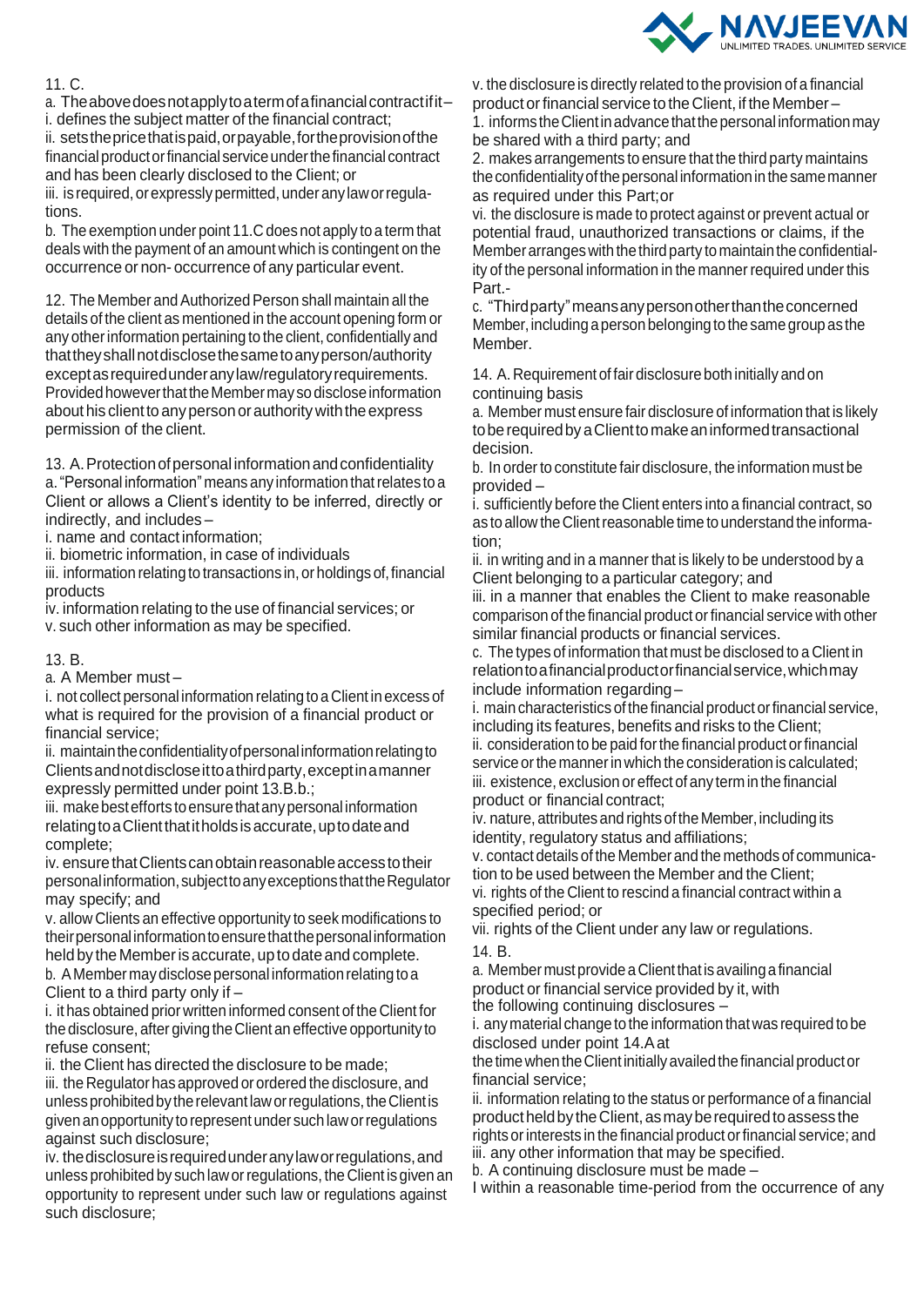11. C.

a. The above does not apply to a term of a financial contract if it –
i. defines the subject matter of the financial contract;
ii. sets the price that is paid, or payable, for the provision of the financial product or financial service under the financial contract and has been clearly disclosed to the Client; or
iii. is required, or expressly permitted, under any law or regulations.

b. The exemption under point 11.C does not apply to a term that deals with the payment of an amount which is contingent on the occurrence or non- occurrence of any particular event.

12. The Member and Authorized Person shall maintain all the details of the client as mentioned in the account opening form or any other information pertaining to the client, confidentially and that they shall not disclose the same to any person/authority except as required under any law/regulatory requirements. Provided however that the Member may so disclose information about his client to any person or authority with the express permission of the client.

13. A. Protection of personal information and confidentiality

a. "Personal information" means any information that relates to a Client or allows a Client's identity to be inferred, directly or indirectly, and includes –
i. name and contact information;
ii. biometric information, in case of individuals
iii. information relating to transactions in, or holdings of, financial products
iv. information relating to the use of financial services; or
v. such other information as may be specified.

13. B.

a. A Member must –
i. not collect personal information relating to a Client in excess of what is required for the provision of a financial product or financial service;
ii. maintain the confidentiality of personal information relating to Clients and not disclose it to a third party, except in a manner expressly permitted under point 13.B.b.;
iii. make best efforts to ensure that any personal information relating to a Client that it holds is accurate, up to date and complete;
iv. ensure that Clients can obtain reasonable access to their personal information, subject to any exceptions that the Regulator may specify; and
v. allow Clients an effective opportunity to seek modifications to their personal information to ensure that the personal information held by the Member is accurate, up to date and complete.

b. A Member may disclose personal information relating to a Client to a third party only if –
i. it has obtained prior written informed consent of the Client for the disclosure, after giving the Client an effective opportunity to refuse consent;
ii. the Client has directed the disclosure to be made;
iii. the Regulator has approved or ordered the disclosure, and unless prohibited by the relevant law or regulations, the Client is given an opportunity to represent under such law or regulations against such disclosure;
iv. the disclosure is required under any law or regulations, and unless prohibited by such law or regulations, the Client is given an opportunity to represent under such law or regulations against such disclosure;
v. the disclosure is directly related to the provision of a financial product or financial service to the Client, if the Member –
1. informs the Client in advance that the personal information may be shared with a third party; and
2. makes arrangements to ensure that the third party maintains the confidentiality of the personal information in the same manner as required under this Part;or
vi. the disclosure is made to protect against or prevent actual or potential fraud, unauthorized transactions or claims, if the Member arranges with the third party to maintain the confidentiality of the personal information in the manner required under this Part.-

c. "Third party" means any person other than the concerned Member, including a person belonging to the same group as the Member.

14. A. Requirement of fair disclosure both initially and on continuing basis

a. Member must ensure fair disclosure of information that is likely to be required by a Client to make an informed transactional decision.

b. In order to constitute fair disclosure, the information must be provided –
i. sufficiently before the Client enters into a financial contract, so as to allow the Client reasonable time to understand the information;
ii. in writing and in a manner that is likely to be understood by a Client belonging to a particular category; and
iii. in a manner that enables the Client to make reasonable comparison of the financial product or financial service with other similar financial products or financial services.

c. The types of information that must be disclosed to a Client in relation to a financial product or financial service, which may include information regarding –
i. main characteristics of the financial product or financial service, including its features, benefits and risks to the Client;
ii. consideration to be paid for the financial product or financial service or the manner in which the consideration is calculated;
iii. existence, exclusion or effect of any term in the financial product or financial contract;
iv. nature, attributes and rights of the Member, including its identity, regulatory status and affiliations;
v. contact details of the Member and the methods of communication to be used between the Member and the Client;
vi. rights of the Client to rescind a financial contract within a specified period; or
vii. rights of the Client under any law or regulations.

14. B.

a. Member must provide a Client that is availing a financial product or financial service provided by it, with the following continuing disclosures –
i. any material change to the information that was required to be disclosed under point 14.A at the time when the Client initially availed the financial product or financial service;
ii. information relating to the status or performance of a financial product held by the Client, as may be required to assess the rights or interests in the financial product or financial service; and
iii. any other information that may be specified.

b. A continuing disclosure must be made –
I within a reasonable time-period from the occurrence of any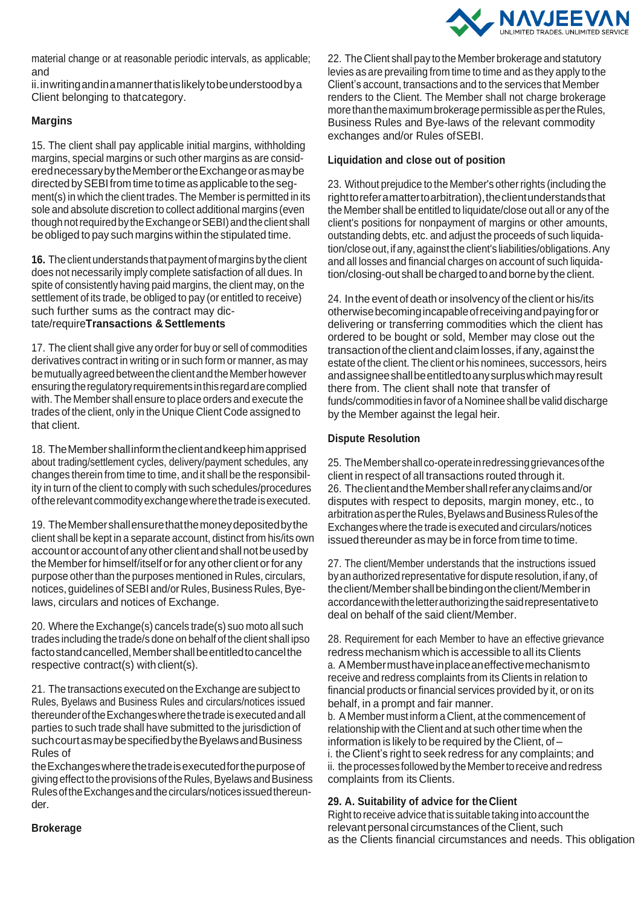material change or at reasonable periodic intervals, as applicable; and

ii. in writing and in a manner that is likely to be understood by a Client belonging to that category.

**Margins**

15. The client shall pay applicable initial margins, withholding margins, special margins or such other margins as are considered necessary by the Member or the Exchange or as may be directed by SEBI from time to time as applicable to the segment(s) in which the client trades. The Member is permitted in its sole and absolute discretion to collect additional margins (even though not required by the Exchange or SEBI) and the client shall be obliged to pay such margins within the stipulated time.

**16.** The client understands that payment of margins by the client does not necessarily imply complete satisfaction of all dues. In spite of consistently having paid margins, the client may, on the settlement of its trade, be obliged to pay (or entitled to receive) such further sums as the contract may dictate/require

**Transactions & Settlements**

17. The client shall give any order for buy or sell of commodities derivatives contract in writing or in such form or manner, as may be mutually agreed between the client and the Member however ensuring the regulatory requirements in this regard are complied with. The Member shall ensure to place orders and execute the trades of the client, only in the Unique Client Code assigned to that client.

18. The Member shall inform the client and keep him apprised about trading/settlement cycles, delivery/payment schedules, any changes therein from time to time, and it shall be the responsibility in turn of the client to comply with such schedules/procedures of the relevant commodity exchange where the trade is executed.

19. The Member shall ensure that the money deposited by the client shall be kept in a separate account, distinct from his/its own account or account of any other client and shall not be used by the Member for himself/itself or for any other client or for any purpose other than the purposes mentioned in Rules, circulars, notices, guidelines of SEBI and/or Rules, Business Rules, Bye-laws, circulars and notices of Exchange.

20. Where the Exchange(s) cancels trade(s) suo moto all such trades including the trade/s done on behalf of the client shall ipso facto stand cancelled, Member shall be entitled to cancel the respective contract(s) with client(s).

21. The transactions executed on the Exchange are subject to Rules, Byelaws and Business Rules and circulars/notices issued thereunder of the Exchanges where the trade is executed and all parties to such trade shall have submitted to the jurisdiction of such court as may be specified by the Byelaws and Business Rules of the Exchanges where the trade is executed for the purpose of giving effect to the provisions of the Rules, Byelaws and Business Rules of the Exchanges and the circulars/notices issued thereunder.

**Brokerage**

22. The Client shall pay to the Member brokerage and statutory levies as are prevailing from time to time and as they apply to the Client's account, transactions and to the services that Member renders to the Client. The Member shall not charge brokerage more than the maximum brokerage permissible as per the Rules, Business Rules and Bye-laws of the relevant commodity exchanges and/or Rules of SEBI.

**Liquidation and close out of position**

23. Without prejudice to the Member's other rights (including the right to refer a matter to arbitration), the client understands that the Member shall be entitled to liquidate/close out all or any of the client's positions for nonpayment of margins or other amounts, outstanding debts, etc. and adjust the proceeds of such liquidation/close out, if any, against the client's liabilities/obligations. Any and all losses and financial charges on account of such liquidation/closing-out shall be charged to and borne by the client.

24. In the event of death or insolvency of the client or his/its otherwise becoming incapable of receiving and paying for or delivering or transferring commodities which the client has ordered to be bought or sold, Member may close out the transaction of the client and claim losses, if any, against the estate of the client. The client or his nominees, successors, heirs and assignee shall be entitled to any surplus which may result there from. The client shall note that transfer of funds/commodities in favor of a Nominee shall be valid discharge by the Member against the legal heir.

**Dispute Resolution**

25. The Member shall co-operate in redressing grievances of the client in respect of all transactions routed through it.

26. The client and the Member shall refer any claims and/or disputes with respect to deposits, margin money, etc., to arbitration as per the Rules, Byelaws and Business Rules of the Exchanges where the trade is executed and circulars/notices issued thereunder as may be in force from time to time.

27. The client/Member understands that the instructions issued by an authorized representative for dispute resolution, if any, of the client/Member shall be binding on the client/Member in accordance with the letter authorizing the said representative to deal on behalf of the said client/Member.

28. Requirement for each Member to have an effective grievance redress mechanism which is accessible to all its Clients

a. A Member must have in place an effective mechanism to receive and redress complaints from its Clients in relation to financial products or financial services provided by it, or on its behalf, in a prompt and fair manner.

b. A Member must inform a Client, at the commencement of relationship with the Client and at such other time when the information is likely to be required by the Client, of –

i. the Client's right to seek redress for any complaints; and

ii. the processes followed by the Member to receive and redress complaints from its Clients.

**29. A. Suitability of advice for the Client**

Right to receive advice that is suitable taking into account the relevant personal circumstances of the Client, such as the Clients financial circumstances and needs. This obligation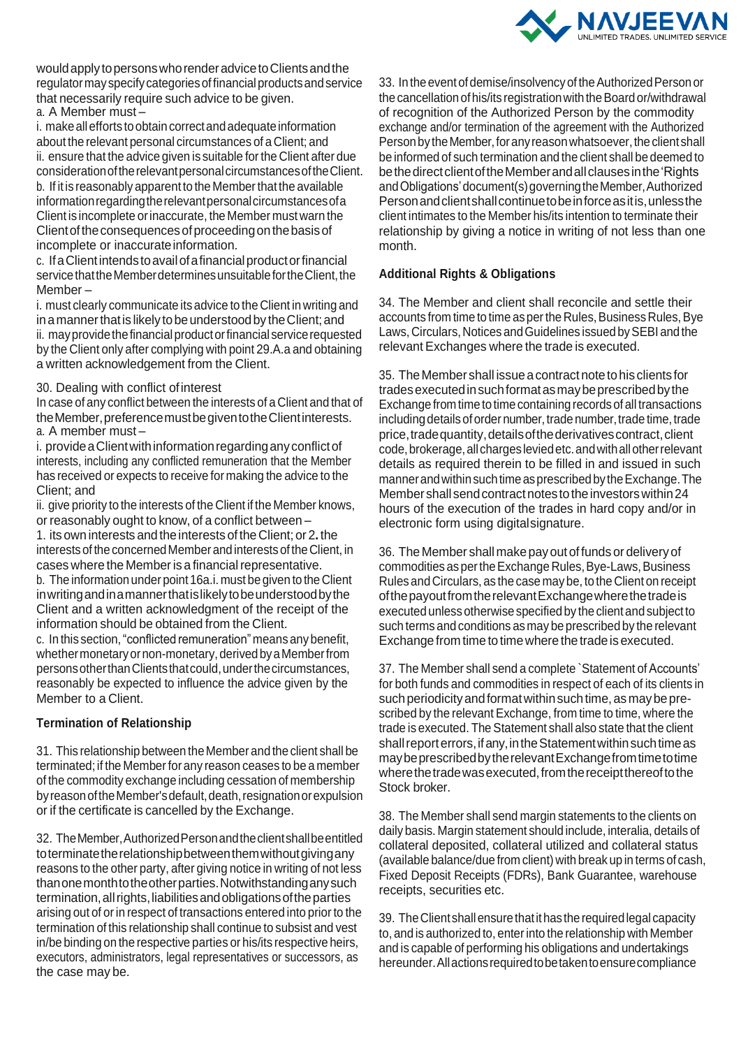would apply to persons who render advice to Clients and the regulator may specify categories of financial products and service that necessarily require such advice to be given.

a. A Member must –

i. make all efforts to obtain correct and adequate information about the relevant personal circumstances of a Client; and

ii. ensure that the advice given is suitable for the Client after due consideration of the relevant personal circumstances of the Client.

b. If it is reasonably apparent to the Member that the available information regarding the relevant personal circumstances of a Client is incomplete or inaccurate, the Member must warn the Client of the consequences of proceeding on the basis of incomplete or inaccurate information.

c. If a Client intends to avail of a financial product or financial service that the Member determines unsuitable for the Client, the Member –

i. must clearly communicate its advice to the Client in writing and in a manner that is likely to be understood by the Client; and

ii. may provide the financial product or financial service requested by the Client only after complying with point 29.A.a and obtaining a written acknowledgement from the Client.

30. Dealing with conflict of interest

In case of any conflict between the interests of a Client and that of the Member, preference must be given to the Client interests.

a. A member must –

i. provide a Client with information regarding any conflict of interests, including any conflicted remuneration that the Member has received or expects to receive for making the advice to the Client; and

ii. give priority to the interests of the Client if the Member knows, or reasonably ought to know, of a conflict between –

1. its own interests and the interests of the Client; or 2. the interests of the concerned Member and interests of the Client, in cases where the Member is a financial representative.

b. The information under point 16a.i. must be given to the Client in writing and in a manner that is likely to be understood by the Client and a written acknowledgment of the receipt of the information should be obtained from the Client.

c. In this section, "conflicted remuneration" means any benefit, whether monetary or non-monetary, derived by a Member from persons other than Clients that could, under the circumstances, reasonably be expected to influence the advice given by the Member to a Client.

**Termination of Relationship**

31. This relationship between the Member and the client shall be terminated; if the Member for any reason ceases to be a member of the commodity exchange including cessation of membership by reason of the Member's default, death, resignation or expulsion or if the certificate is cancelled by the Exchange.

32. The Member, Authorized Person and the client shall be entitled to terminate the relationship between them without giving any reasons to the other party, after giving notice in writing of not less than one month to the other parties. Notwithstanding any such termination, all rights, liabilities and obligations of the parties arising out of or in respect of transactions entered into prior to the termination of this relationship shall continue to subsist and vest in/be binding on the respective parties or his/its respective heirs, executors, administrators, legal representatives or successors, as the case may be.

33. In the event of demise/insolvency of the Authorized Person or the cancellation of his/its registration with the Board or/withdrawal of recognition of the Authorized Person by the commodity exchange and/or termination of the agreement with the Authorized Person by the Member, for any reason whatsoever, the client shall be informed of such termination and the client shall be deemed to be the direct client of the Member and all clauses in the 'Rights and Obligations' document(s) governing the Member, Authorized Person and client shall continue to be in force as it is, unless the client intimates to the Member his/its intention to terminate their relationship by giving a notice in writing of not less than one month.

**Additional Rights & Obligations**

34. The Member and client shall reconcile and settle their accounts from time to time as per the Rules, Business Rules, Bye Laws, Circulars, Notices and Guidelines issued by SEBI and the relevant Exchanges where the trade is executed.

35. The Member shall issue a contract note to his clients for trades executed in such format as may be prescribed by the Exchange from time to time containing records of all transactions including details of order number, trade number, trade time, trade price, trade quantity, details of the derivatives contract, client code, brokerage, all charges levied etc. and with all other relevant details as required therein to be filled in and issued in such manner and within such time as prescribed by the Exchange. The Member shall send contract notes to the investors within 24 hours of the execution of the trades in hard copy and/or in electronic form using digital signature.

36. The Member shall make pay out of funds or delivery of commodities as per the Exchange Rules, Bye-Laws, Business Rules and Circulars, as the case may be, to the Client on receipt of the payout from the relevant Exchange where the trade is executed unless otherwise specified by the client and subject to such terms and conditions as may be prescribed by the relevant Exchange from time to time where the trade is executed.

37. The Member shall send a complete `Statement of Accounts' for both funds and commodities in respect of each of its clients in such periodicity and format within such time, as may be pre-scribed by the relevant Exchange, from time to time, where the trade is executed. The Statement shall also state that the client shall report errors, if any, in the Statement within such time as may be prescribed by the relevant Exchange from time to time where the trade was executed, from the receipt thereof to the Stock broker.

38. The Member shall send margin statements to the clients on daily basis. Margin statement should include, interalia, details of collateral deposited, collateral utilized and collateral status (available balance/due from client) with break up in terms of cash, Fixed Deposit Receipts (FDRs), Bank Guarantee, warehouse receipts, securities etc.

39. The Client shall ensure that it has the required legal capacity to, and is authorized to, enter into the relationship with Member and is capable of performing his obligations and undertakings hereunder. All actions required to be taken to ensure compliance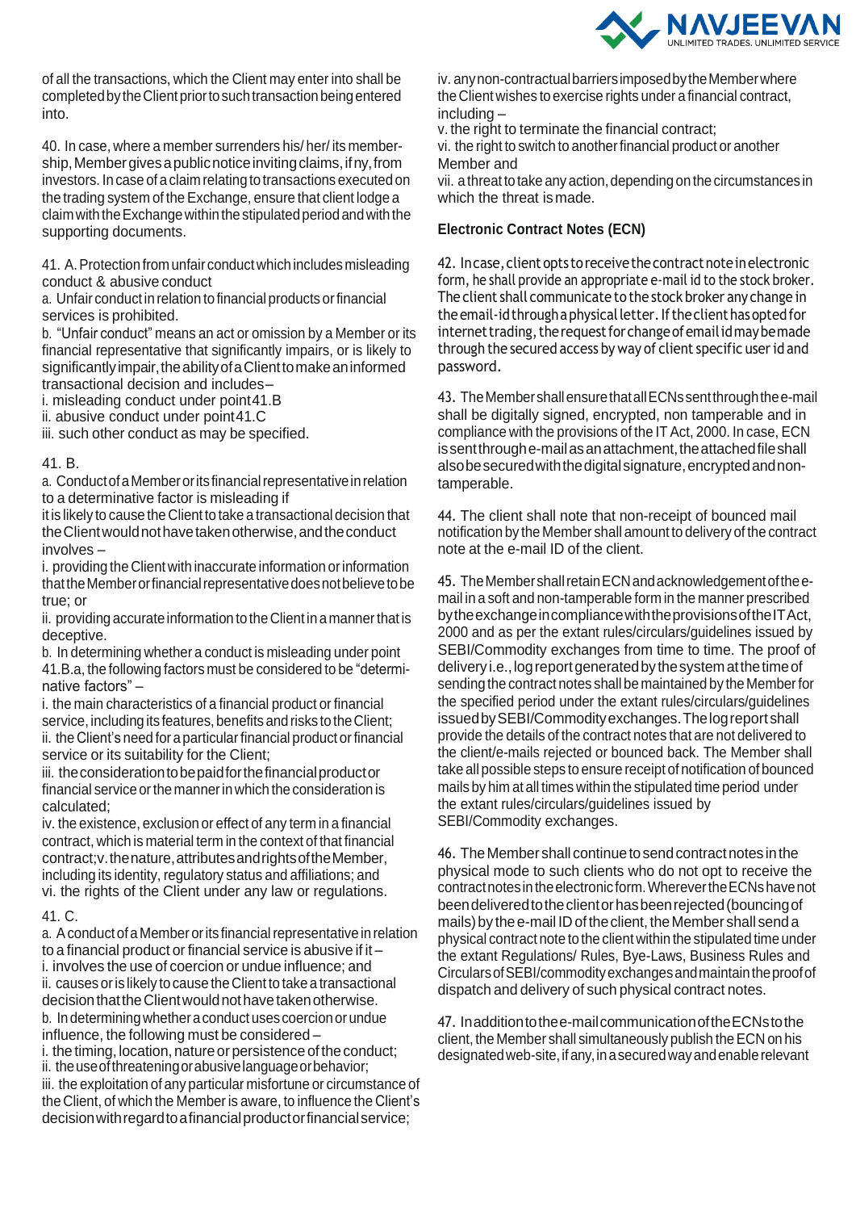of all the transactions, which the Client may enter into shall be completed by the Client prior to such transaction being entered into.

40. In case, where a member surrenders his/ her/ its membership, Member gives a public notice inviting claims, if ny, from investors. In case of a claim relating to transactions executed on the trading system of the Exchange, ensure that client lodge a claim with the Exchange within the stipulated period and with the supporting documents.

41. A. Protection from unfair conduct which includes misleading conduct & abusive conduct

a. Unfair conduct in relation to financial products or financial services is prohibited.

b. "Unfair conduct" means an act or omission by a Member or its financial representative that significantly impairs, or is likely to significantly impair, the ability of a Client to make an informed transactional decision and includes–

i. misleading conduct under point 41.B

ii. abusive conduct under point 41.C

iii. such other conduct as may be specified.

41. B.

a. Conduct of a Member or its financial representative in relation to a determinative factor is misleading if it is likely to cause the Client to take a transactional decision that the Client would not have taken otherwise, and the conduct involves –

i. providing the Client with inaccurate information or information that the Member or financial representative does not believe to be true; or

ii. providing accurate information to the Client in a manner that is deceptive.

b. In determining whether a conduct is misleading under point 41.B.a, the following factors must be considered to be "determinative factors" –

i. the main characteristics of a financial product or financial service, including its features, benefits and risks to the Client;

ii. the Client's need for a particular financial product or financial service or its suitability for the Client;

iii. the consideration to be paid for the financial product or financial service or the manner in which the consideration is calculated;

iv. the existence, exclusion or effect of any term in a financial contract, which is material term in the context of that financial contract;v. the nature, attributes and rights of the Member, including its identity, regulatory status and affiliations; and

vi. the rights of the Client under any law or regulations.

41. C.

a. A conduct of a Member or its financial representative in relation to a financial product or financial service is abusive if it –

i. involves the use of coercion or undue influence; and

ii. causes or is likely to cause the Client to take a transactional decision that the Client would not have taken otherwise.

b. In determining whether a conduct uses coercion or undue influence, the following must be considered –

i. the timing, location, nature or persistence of the conduct;

ii. the use of threatening or abusive language or behavior;

iii. the exploitation of any particular misfortune or circumstance of the Client, of which the Member is aware, to influence the Client's decision with regard to a financial product or financial service;

iv. any non-contractual barriers imposed by the Member where the Client wishes to exercise rights under a financial contract, including –

v. the right to terminate the financial contract;

vi. the right to switch to another financial product or another Member and

vii. a threat to take any action, depending on the circumstances in which the threat is made.

**Electronic Contract Notes (ECN)**

42. In case, client opts to receive the contract note in electronic form, he shall provide an appropriate e-mail id to the stock broker. The client shall communicate to the stock broker any change in the email-id through a physical letter. If the client has opted for internet trading, the request for change of email id may be made through the secured access by way of client specific user id and password.

43. The Member shall ensure that all ECNs sent through the e-mail shall be digitally signed, encrypted, non tamperable and in compliance with the provisions of the IT Act, 2000. In case, ECN is sent through e-mail as an attachment, the attached file shall also be secured with the digital signature, encrypted and non-tamperable.

44. The client shall note that non-receipt of bounced mail notification by the Member shall amount to delivery of the contract note at the e-mail ID of the client.

45. The Member shall retain ECN and acknowledgement of the e-mail in a soft and non-tamperable form in the manner prescribed by the exchange in compliance with the provisions of the IT Act, 2000 and as per the extant rules/circulars/guidelines issued by SEBI/Commodity exchanges from time to time. The proof of delivery i.e., log report generated by the system at the time of sending the contract notes shall be maintained by the Member for the specified period under the extant rules/circulars/guidelines issued by SEBI/Commodity exchanges. The log report shall provide the details of the contract notes that are not delivered to the client/e-mails rejected or bounced back. The Member shall take all possible steps to ensure receipt of notification of bounced mails by him at all times within the stipulated time period under the extant rules/circulars/guidelines issued by SEBI/Commodity exchanges.

46. The Member shall continue to send contract notes in the physical mode to such clients who do not opt to receive the contract notes in the electronic form. Wherever the ECNs have not been delivered to the client or has been rejected (bouncing of mails) by the e-mail ID of the client, the Member shall send a physical contract note to the client within the stipulated time under the extant Regulations/ Rules, Bye-Laws, Business Rules and Circulars of SEBI/commodity exchanges and maintain the proof of dispatch and delivery of such physical contract notes.

47. In addition to the e-mail communication of the ECNs to the client, the Member shall simultaneously publish the ECN on his designated web-site, if any, in a secured way and enable relevant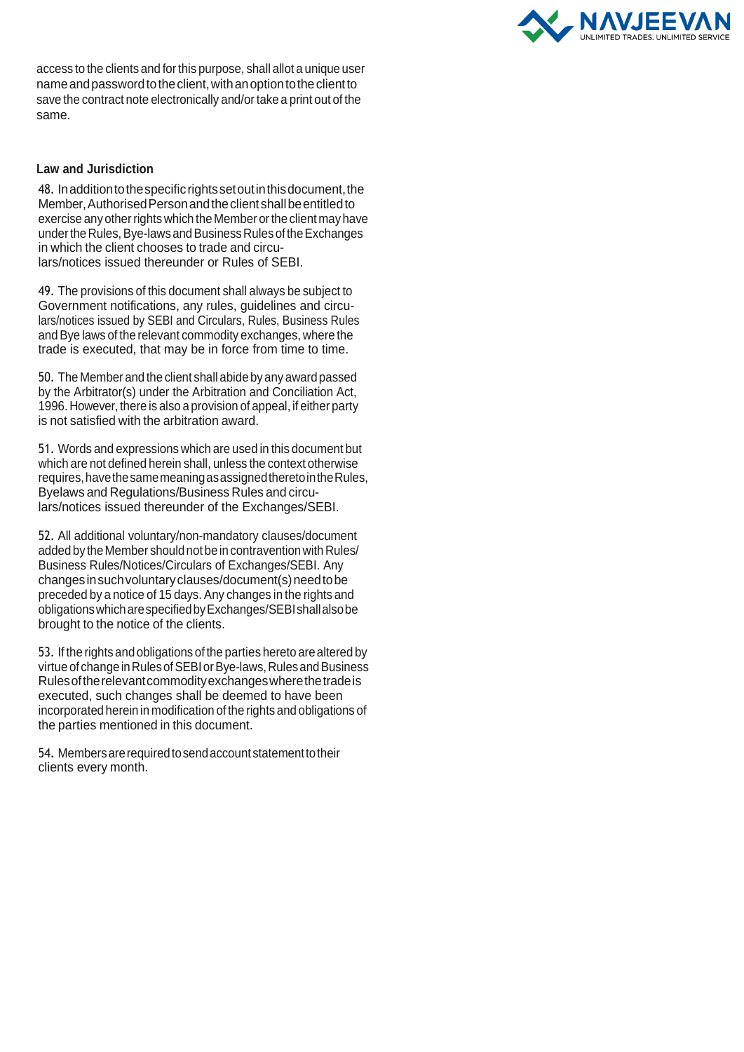access to the clients and for this purpose, shall allot a unique user name and password to the client, with an option to the client to save the contract note electronically and/or take a print out of the same.

**Law and Jurisdiction**

48. In addition to the specific rights set out in this document, the Member, Authorised Person and the client shall be entitled to exercise any other rights which the Member or the client may have under the Rules, Bye-laws and Business Rules of the Exchanges in which the client chooses to trade and circulars/notices issued thereunder or Rules of SEBI.

49. The provisions of this document shall always be subject to Government notifications, any rules, guidelines and circulars/notices issued by SEBI and Circulars, Rules, Business Rules and Bye laws of the relevant commodity exchanges, where the trade is executed, that may be in force from time to time.

50. The Member and the client shall abide by any award passed by the Arbitrator(s) under the Arbitration and Conciliation Act, 1996. However, there is also a provision of appeal, if either party is not satisfied with the arbitration award.

51. Words and expressions which are used in this document but which are not defined herein shall, unless the context otherwise requires, have the same meaning as assigned thereto in the Rules, Byelaws and Regulations/Business Rules and circulars/notices issued thereunder of the Exchanges/SEBI.

52. All additional voluntary/non-mandatory clauses/document added by the Member should not be in contravention with Rules/ Business Rules/Notices/Circulars of Exchanges/SEBI. Any changes in such voluntary clauses/document(s) need to be preceded by a notice of 15 days. Any changes in the rights and obligations which are specified by Exchanges/SEBI shall also be brought to the notice of the clients.

53. If the rights and obligations of the parties hereto are altered by virtue of change in Rules of SEBI or Bye-laws, Rules and Business Rules of the relevant commodity exchanges where the trade is executed, such changes shall be deemed to have been incorporated herein in modification of the rights and obligations of the parties mentioned in this document.

54. Members are required to send account statement to their clients every month.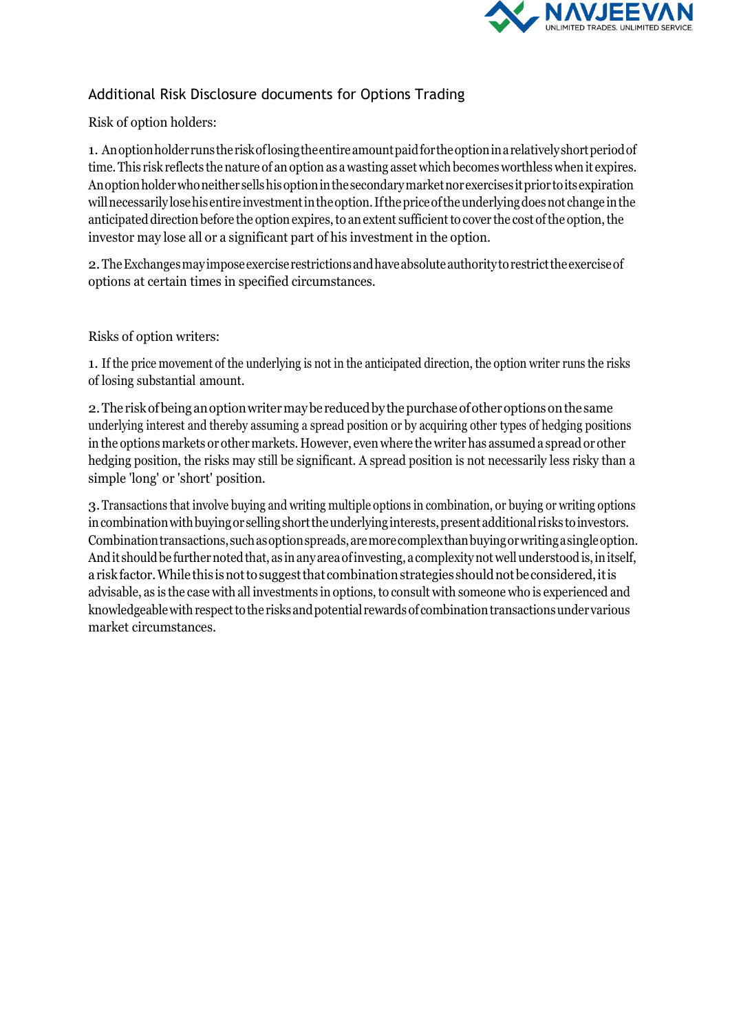## Additional Risk Disclosure documents for Options Trading

Risk of option holders:

1. An option holder runs the risk of losing the entire amount paid for the option in a relatively short period of time. This risk reflects the nature of an option as a wasting asset which becomes worthless when it expires. An option holder who neither sells his option in the secondary market nor exercises it prior to its expiration will necessarily lose his entire investment in the option. If the price of the underlying does not change in the anticipated direction before the option expires, to an extent sufficient to cover the cost of the option, the investor may lose all or a significant part of his investment in the option.

2. The Exchanges may impose exercise restrictions and have absolute authority to restrict the exercise of options at certain times in specified circumstances.

Risks of option writers:

1. If the price movement of the underlying is not in the anticipated direction, the option writer runs the risks of losing substantial amount.

2. The risk of being an option writer may be reduced by the purchase of other options on the same underlying interest and thereby assuming a spread position or by acquiring other types of hedging positions in the options markets or other markets. However, even where the writer has assumed a spread or other hedging position, the risks may still be significant. A spread position is not necessarily less risky than a simple 'long' or 'short' position.

3. Transactions that involve buying and writing multiple options in combination, or buying or writing options in combination with buying or selling short the underlying interests, present additional risks to investors. Combination transactions, such as option spreads, are more complex than buying or writing a single option. And it should be further noted that, as in any area of investing, a complexity not well understood is, in itself, a risk factor. While this is not to suggest that combination strategies should not be considered, it is advisable, as is the case with all investments in options, to consult with someone who is experienced and knowledgeable with respect to the risks and potential rewards of combination transactions under various market circumstances.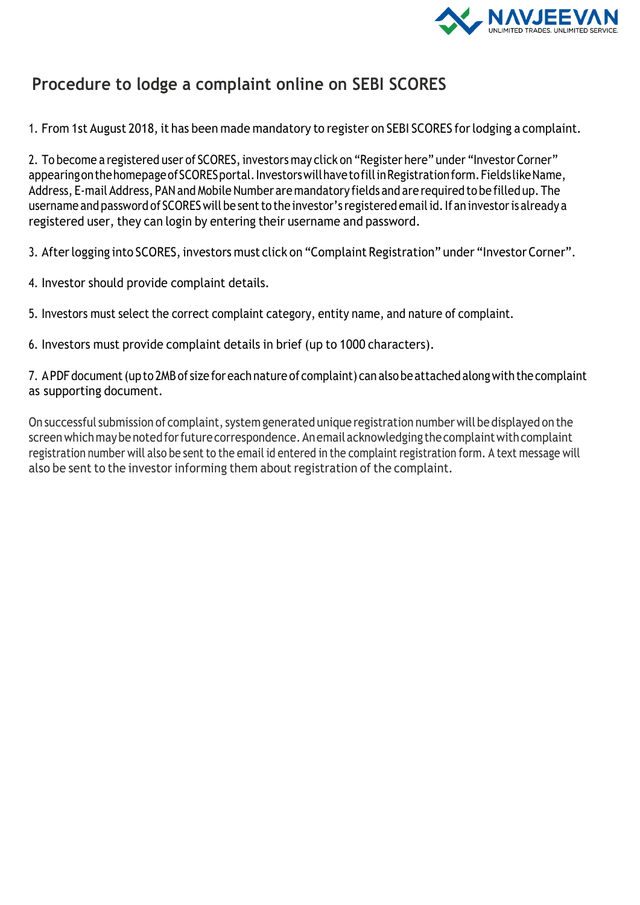## Procedure to lodge a complaint online on SEBI SCORES

1. From 1st August 2018, it has been made mandatory to register on SEBI SCORES for lodging a complaint.

2. To become a registered user of SCORES, investors may click on “Register here” under “Investor Corner” appearing on the homepage of SCORES portal. Investors will have to fill in Registration form. Fields like Name, Address, E-mail Address, PAN and Mobile Number are mandatory fields and are required to be filled up. The username and password of SCORES will be sent to the investor’s registered email id. If an investor is already a registered user, they can login by entering their username and password.

3. After logging into SCORES, investors must click on “Complaint Registration” under “Investor Corner”.

4. Investor should provide complaint details.

5. Investors must select the correct complaint category, entity name, and nature of complaint.

6. Investors must provide complaint details in brief (up to 1000 characters).

7. A PDF document (up to 2MB of size for each nature of complaint) can also be attached along with the complaint as supporting document.

On successful submission of complaint, system generated unique registration number will be displayed on the screen which may be noted for future correspondence. An email acknowledging the complaint with complaint registration number will also be sent to the email id entered in the complaint registration form. A text message will also be sent to the investor informing them about registration of the complaint.